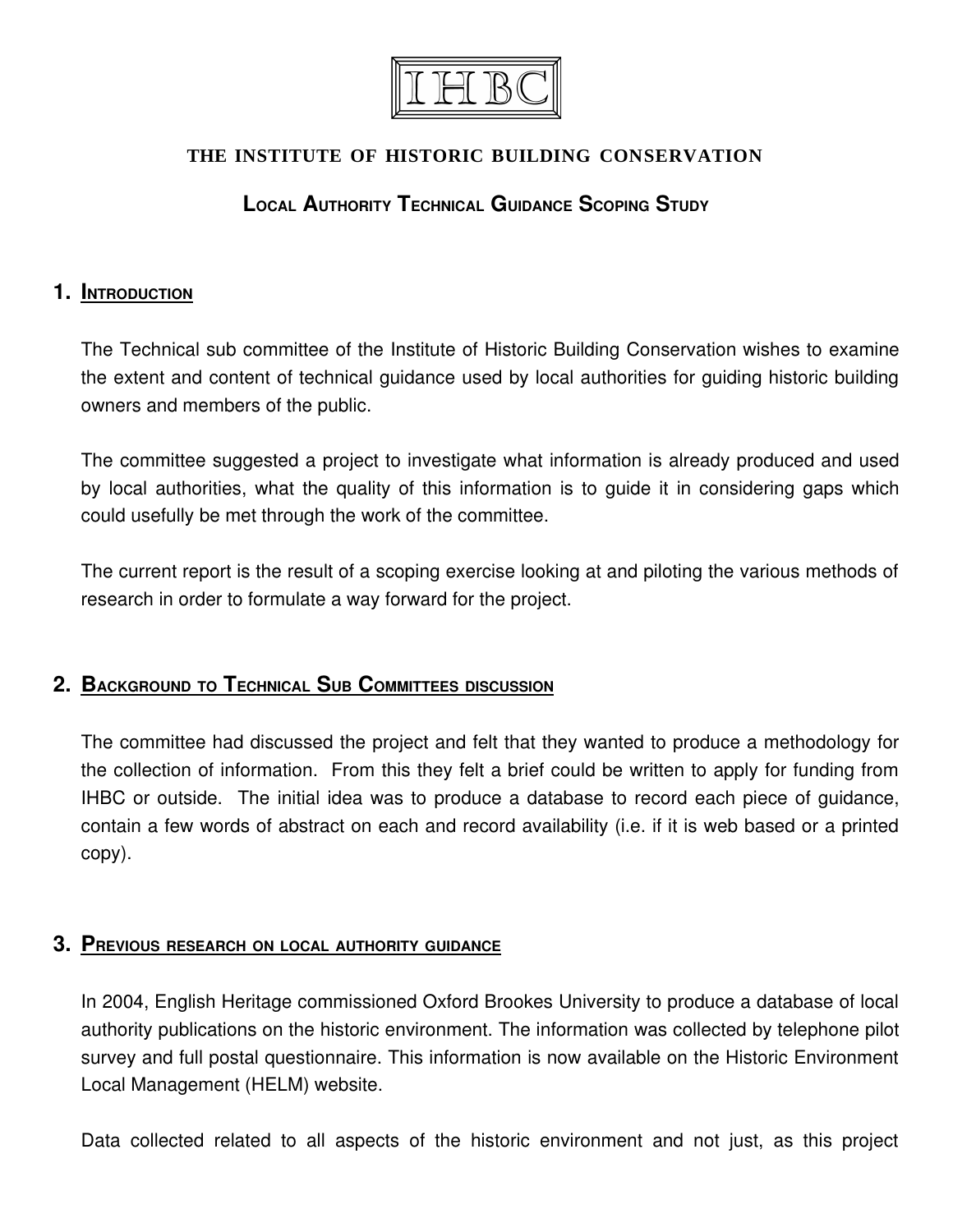IHBC

**THE INSTITUTE OF HISTORIC BUILDING CONSERVATION**

# LOCAL AUTHORITY TECHNICAL GUIDANCE SCOPING STUDY

## 1. INTRODUCTION

The Technical sub committee of the Institute of Historic Building Conservation wishes to examine the extent and content of technical guidance used by local authorities for guiding historic building owners and members of the public.

The committee suggested a project to investigate what information is already produced and used by local authorities, what the quality of this information is to guide it in considering gaps which could usefully be met through the work of the committee.

The current report is the result of a scoping exercise looking at and piloting the various methods of research in order to formulate a way forward for the project.

## 2. BACKGROUND TO TECHNICAL SUB COMMITTEES DISCUSSION

The committee had discussed the project and felt that they wanted to produce a methodology for the collection of information. From this they felt a brief could be written to apply for funding from IHBC or outside. The initial idea was to produce a database to record each piece of guidance, contain a few words of abstract on each and record availability (i.e. if it is web based or a printed copy).

## 3. PREVIOUS RESEARCH ON LOCAL AUTHORITY GUIDANCE

In 2004, English Heritage commissioned Oxford Brookes University to produce a database of local authority publications on the historic environment. The information was collected by telephone pilot survey and full postal questionnaire. This information is now available on the Historic Environment Local Management (HELM) website.

Data collected related to all aspects of the historic environment and not just, as this project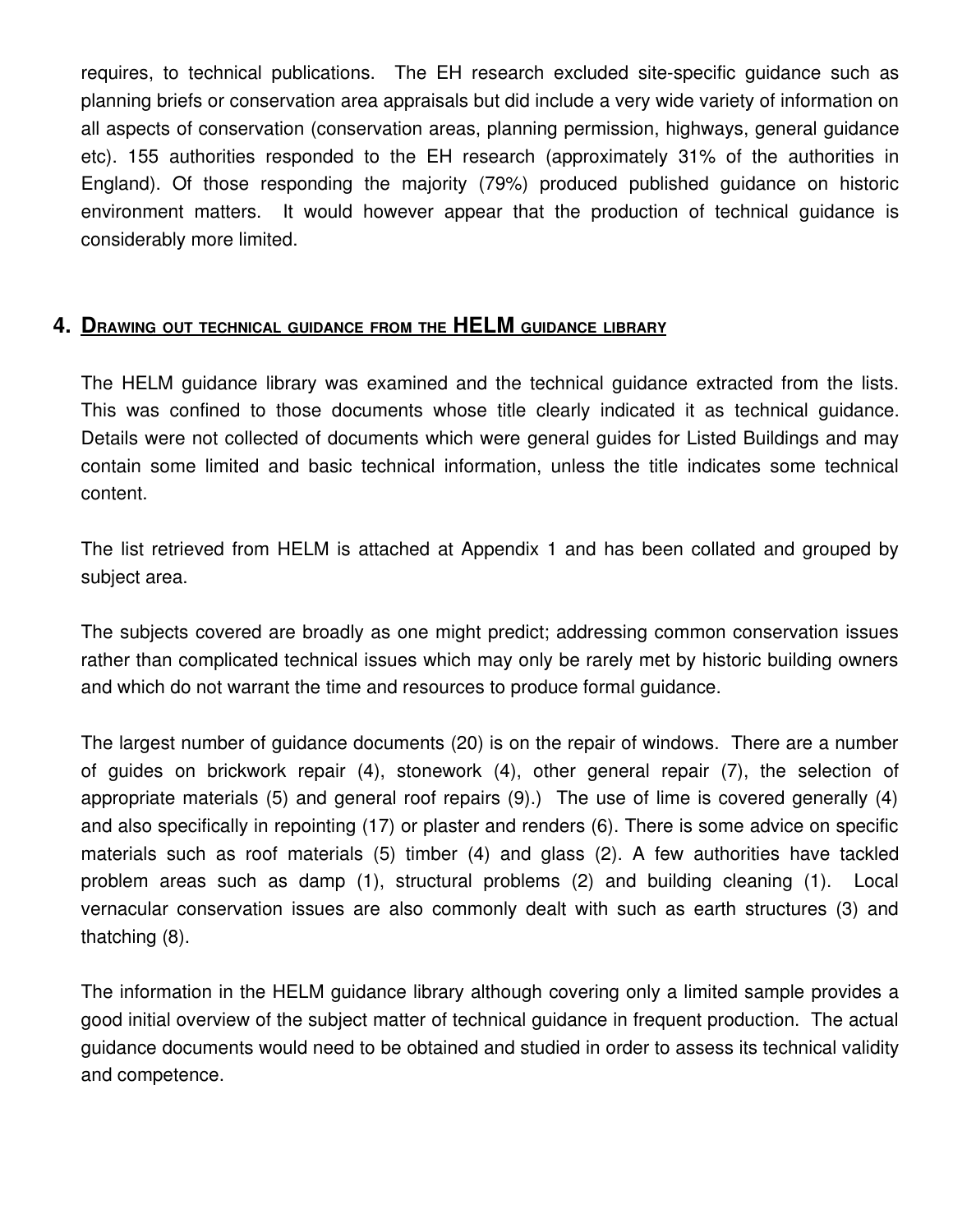requires, to technical publications. The EH research excluded site-specific guidance such as planning briefs or conservation area appraisals but did include a very wide variety of information on all aspects of conservation (conservation areas, planning permission, highways, general guidance etc). 155 authorities responded to the EH research (approximately 31% of the authorities in England). Of those responding the majority (79%) produced published guidance on historic environment matters. It would however appear that the production of technical guidance is considerably more limited.

## 4. Drawing out technical guidance from the HELM guidance library

The HELM guidance library was examined and the technical guidance extracted from the lists. This was confined to those documents whose title clearly indicated it as technical guidance. Details were not collected of documents which were general guides for Listed Buildings and may contain some limited and basic technical information, unless the title indicates some technical content.

The list retrieved from HELM is attached at Appendix 1 and has been collated and grouped by subject area.

The subjects covered are broadly as one might predict; addressing common conservation issues rather than complicated technical issues which may only be rarely met by historic building owners and which do not warrant the time and resources to produce formal guidance.

The largest number of guidance documents (20) is on the repair of windows. There are a number of guides on brickwork repair (4), stonework (4), other general repair (7), the selection of appropriate materials (5) and general roof repairs (9).) The use of lime is covered generally (4) and also specifically in repointing (17) or plaster and renders (6). There is some advice on specific materials such as roof materials (5) timber (4) and glass (2). A few authorities have tackled problem areas such as damp (1), structural problems (2) and building cleaning (1). Local vernacular conservation issues are also commonly dealt with such as earth structures (3) and thatching (8).

The information in the HELM guidance library although covering only a limited sample provides a good initial overview of the subject matter of technical guidance in frequent production. The actual guidance documents would need to be obtained and studied in order to assess its technical validity and competence.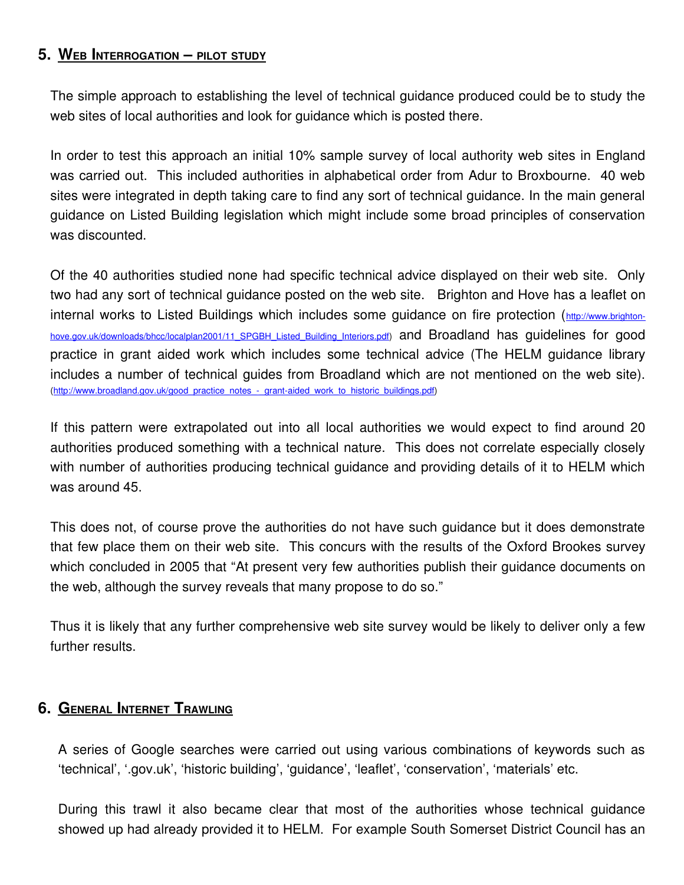## 5. WEB INTERROGATION – PILOT STUDY

The simple approach to establishing the level of technical guidance produced could be to study the web sites of local authorities and look for guidance which is posted there.

In order to test this approach an initial 10% sample survey of local authority web sites in England was carried out. This included authorities in alphabetical order from Adur to Broxbourne. 40 web sites were integrated in depth taking care to find any sort of technical guidance. In the main general guidance on Listed Building legislation which might include some broad principles of conservation was discounted.

Of the 40 authorities studied none had specific technical advice displayed on their web site. Only two had any sort of technical guidance posted on the web site. Brighton and Hove has a leaflet on internal works to Listed Buildings which includes some guidance on fire protection (http://www.brighton-hove.gov.uk/downloads/bhcc/localplan2001/11_SPGBH_Listed_Building_Interiors.pdf) and Broadland has guidelines for good practice in grant aided work which includes some technical advice (The HELM guidance library includes a number of technical guides from Broadland which are not mentioned on the web site). (http://www.broadland.gov.uk/good_practice_notes_-_grant-aided_work_to_historic_buildings.pdf)

If this pattern were extrapolated out into all local authorities we would expect to find around 20 authorities produced something with a technical nature. This does not correlate especially closely with number of authorities producing technical guidance and providing details of it to HELM which was around 45.

This does not, of course prove the authorities do not have such guidance but it does demonstrate that few place them on their web site. This concurs with the results of the Oxford Brookes survey which concluded in 2005 that "At present very few authorities publish their guidance documents on the web, although the survey reveals that many propose to do so."

Thus it is likely that any further comprehensive web site survey would be likely to deliver only a few further results.

## 6. GENERAL INTERNET TRAWLING

A series of Google searches were carried out using various combinations of keywords such as 'technical', '.gov.uk', 'historic building', 'guidance', 'leaflet', 'conservation', 'materials' etc.

During this trawl it also became clear that most of the authorities whose technical guidance showed up had already provided it to HELM. For example South Somerset District Council has an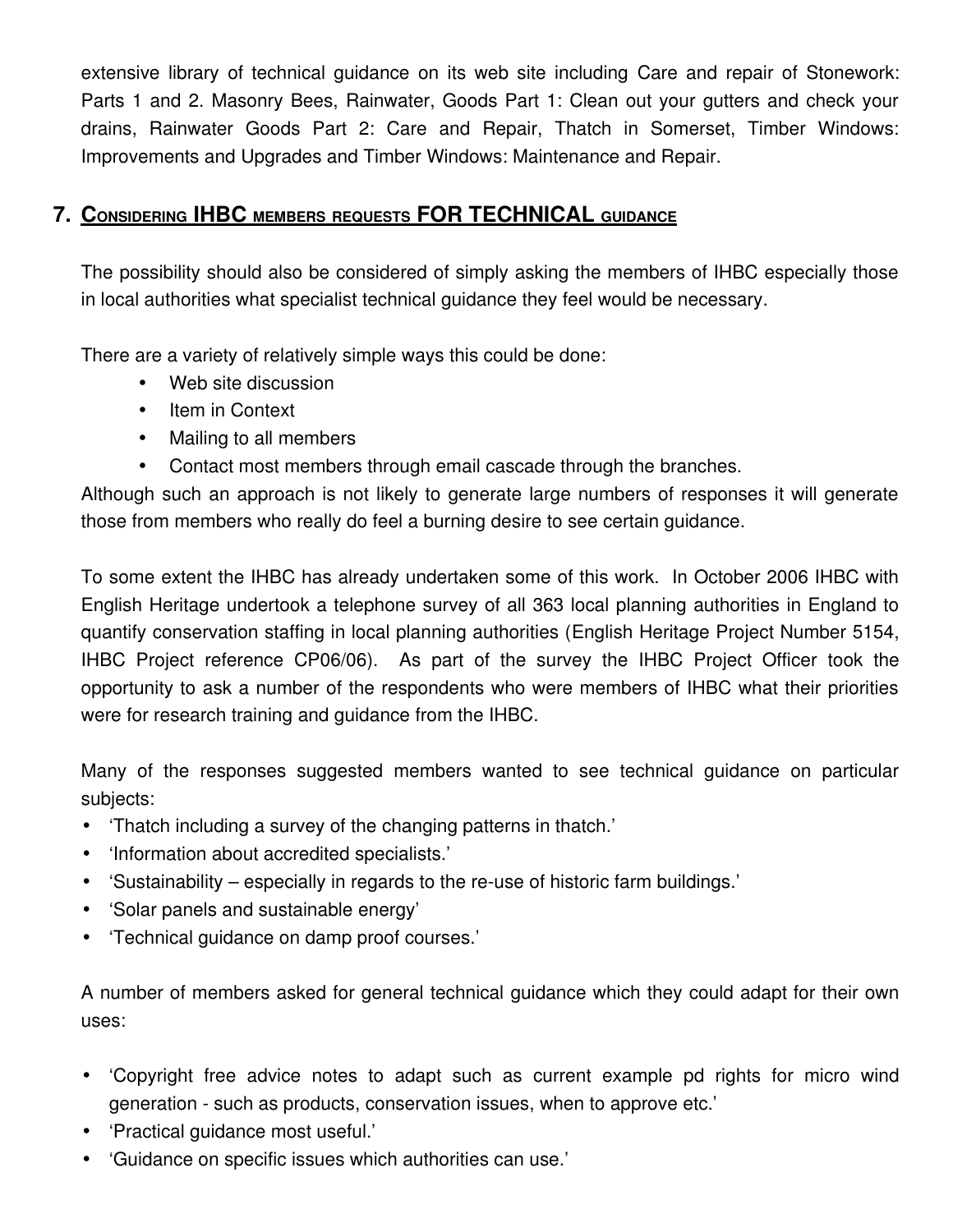extensive library of technical guidance on its web site including Care and repair of Stonework: Parts 1 and 2. Masonry Bees, Rainwater, Goods Part 1: Clean out your gutters and check your drains, Rainwater Goods Part 2: Care and Repair, Thatch in Somerset, Timber Windows: Improvements and Upgrades and Timber Windows: Maintenance and Repair.

## 7. Considering IHBC members requests FOR TECHNICAL guidance

The possibility should also be considered of simply asking the members of IHBC especially those in local authorities what specialist technical guidance they feel would be necessary.

There are a variety of relatively simple ways this could be done:

- Web site discussion
- Item in Context
- Mailing to all members
- Contact most members through email cascade through the branches.

Although such an approach is not likely to generate large numbers of responses it will generate those from members who really do feel a burning desire to see certain guidance.

To some extent the IHBC has already undertaken some of this work. In October 2006 IHBC with English Heritage undertook a telephone survey of all 363 local planning authorities in England to quantify conservation staffing in local planning authorities (English Heritage Project Number 5154, IHBC Project reference CP06/06). As part of the survey the IHBC Project Officer took the opportunity to ask a number of the respondents who were members of IHBC what their priorities were for research training and guidance from the IHBC.

Many of the responses suggested members wanted to see technical guidance on particular subjects:

- 'Thatch including a survey of the changing patterns in thatch.'
- 'Information about accredited specialists.'
- 'Sustainability – especially in regards to the re-use of historic farm buildings.'
- 'Solar panels and sustainable energy'
- 'Technical guidance on damp proof courses.'

A number of members asked for general technical guidance which they could adapt for their own uses:

- 'Copyright free advice notes to adapt such as current example pd rights for micro wind generation - such as products, conservation issues, when to approve etc.'
- 'Practical guidance most useful.'
- 'Guidance on specific issues which authorities can use.'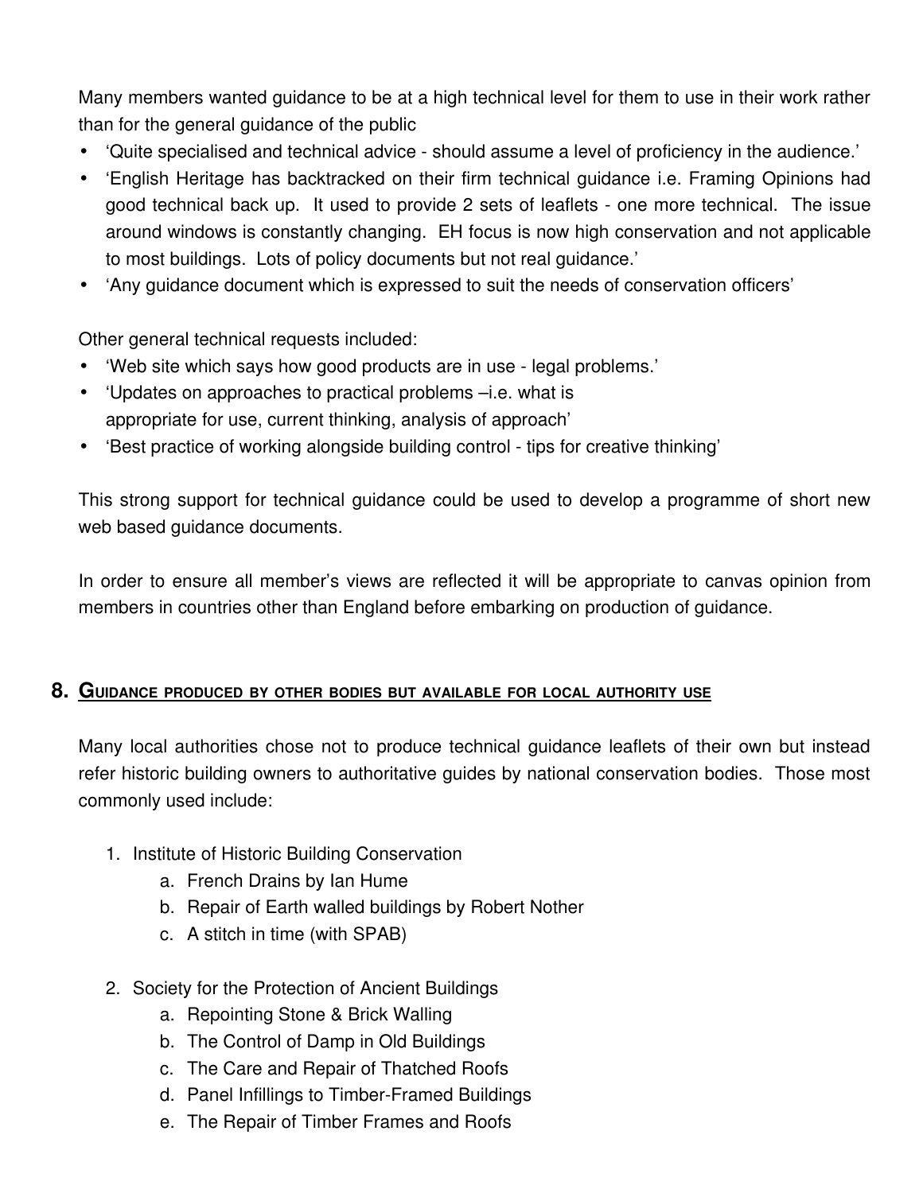Many members wanted guidance to be at a high technical level for them to use in their work rather than for the general guidance of the public

- 'Quite specialised and technical advice - should assume a level of proficiency in the audience.'
- 'English Heritage has backtracked on their firm technical guidance i.e. Framing Opinions had good technical back up. It used to provide 2 sets of leaflets - one more technical. The issue around windows is constantly changing. EH focus is now high conservation and not applicable to most buildings. Lots of policy documents but not real guidance.'
- 'Any guidance document which is expressed to suit the needs of conservation officers'

Other general technical requests included:

- 'Web site which says how good products are in use - legal problems.'
- 'Updates on approaches to practical problems –i.e. what is appropriate for use, current thinking, analysis of approach'
- 'Best practice of working alongside building control - tips for creative thinking'

This strong support for technical guidance could be used to develop a programme of short new web based guidance documents.

In order to ensure all member's views are reflected it will be appropriate to canvas opinion from members in countries other than England before embarking on production of guidance.

## 8. Guidance produced by other bodies but available for local authority use

Many local authorities chose not to produce technical guidance leaflets of their own but instead refer historic building owners to authoritative guides by national conservation bodies. Those most commonly used include:

1. Institute of Historic Building Conservation
   a. French Drains by Ian Hume
   b. Repair of Earth walled buildings by Robert Nother
   c. A stitch in time (with SPAB)

2. Society for the Protection of Ancient Buildings
   a. Repointing Stone & Brick Walling
   b. The Control of Damp in Old Buildings
   c. The Care and Repair of Thatched Roofs
   d. Panel Infillings to Timber-Framed Buildings
   e. The Repair of Timber Frames and Roofs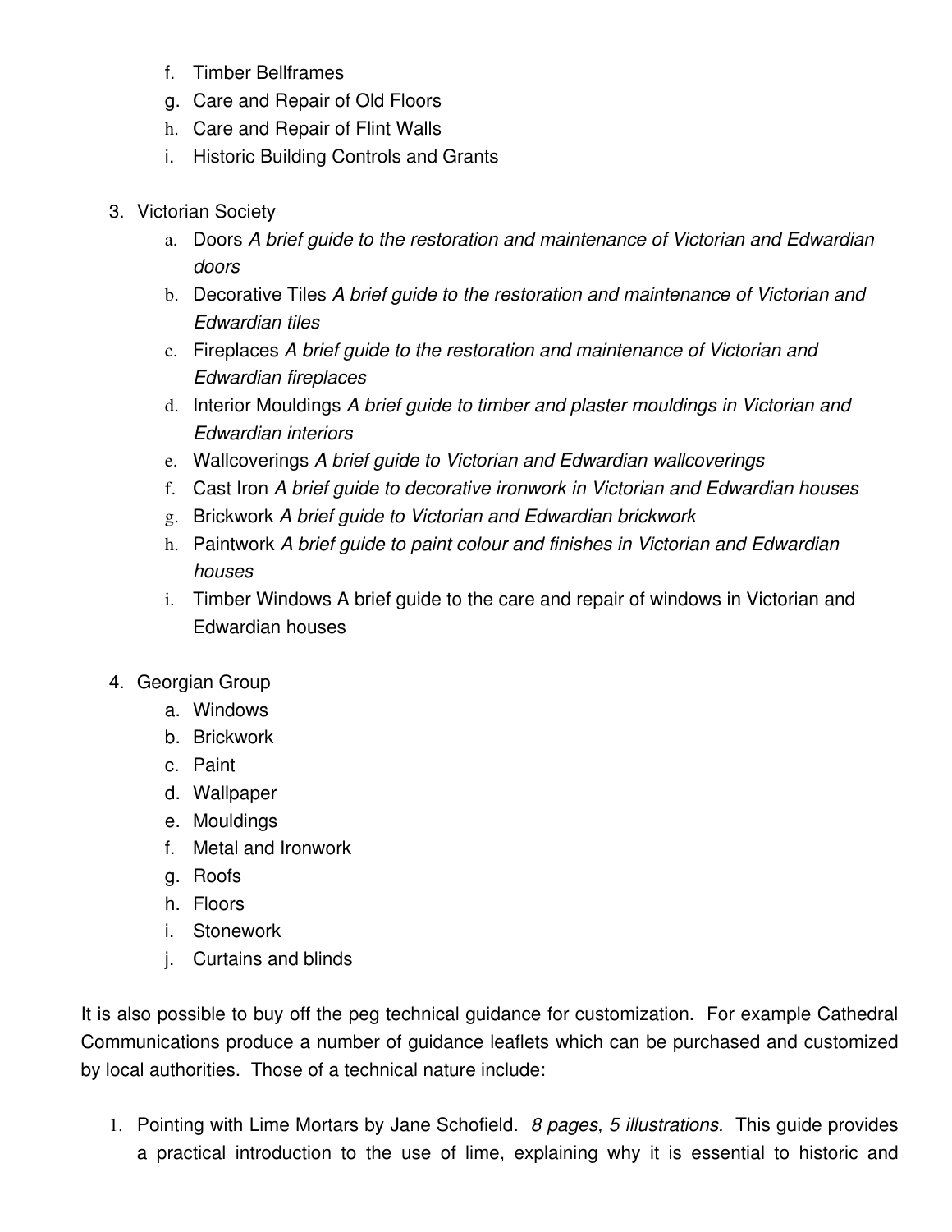f. Timber Bellframes
   g. Care and Repair of Old Floors
   h. Care and Repair of Flint Walls
   i. Historic Building Controls and Grants

3. Victorian Society
   a. Doors *A brief guide to the restoration and maintenance of Victorian and Edwardian doors*
   b. Decorative Tiles *A brief guide to the restoration and maintenance of Victorian and Edwardian tiles*
   c. Fireplaces *A brief guide to the restoration and maintenance of Victorian and Edwardian fireplaces*
   d. Interior Mouldings *A brief guide to timber and plaster mouldings in Victorian and Edwardian interiors*
   e. Wallcoverings *A brief guide to Victorian and Edwardian wallcoverings*
   f. Cast Iron *A brief guide to decorative ironwork in Victorian and Edwardian houses*
   g. Brickwork *A brief guide to Victorian and Edwardian brickwork*
   h. Paintwork *A brief guide to paint colour and finishes in Victorian and Edwardian houses*
   i. Timber Windows A brief guide to the care and repair of windows in Victorian and Edwardian houses

4. Georgian Group
   a. Windows
   b. Brickwork
   c. Paint
   d. Wallpaper
   e. Mouldings
   f. Metal and Ironwork
   g. Roofs
   h. Floors
   i. Stonework
   j. Curtains and blinds

It is also possible to buy off the peg technical guidance for customization. For example Cathedral Communications produce a number of guidance leaflets which can be purchased and customized by local authorities. Those of a technical nature include:

1. Pointing with Lime Mortars by Jane Schofield. *8 pages, 5 illustrations.* This guide provides a practical introduction to the use of lime, explaining why it is essential to historic and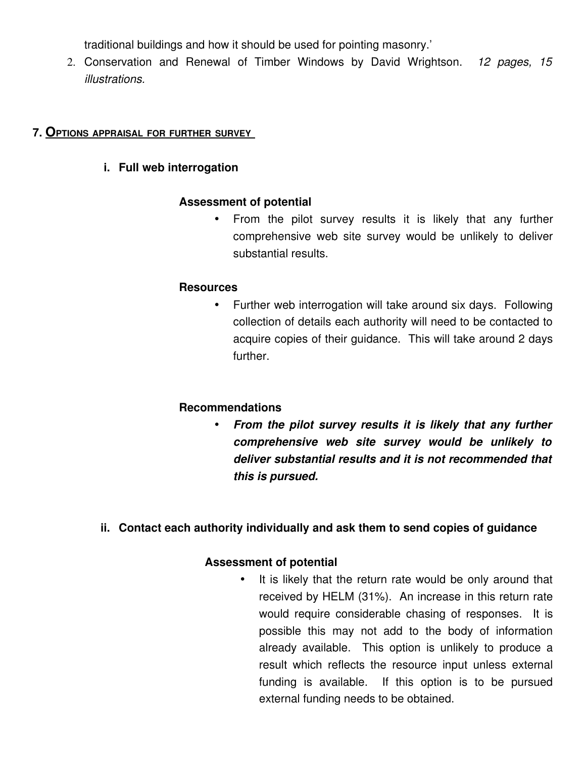traditional buildings and how it should be used for pointing masonry.'

2. Conservation and Renewal of Timber Windows by David Wrightson. *12 pages, 15 illustrations*.

## 7. Options appraisal for further survey

### i. Full web interrogation

**Assessment of potential**

- From the pilot survey results it is likely that any further comprehensive web site survey would be unlikely to deliver substantial results.

**Resources**

- Further web interrogation will take around six days. Following collection of details each authority will need to be contacted to acquire copies of their guidance. This will take around 2 days further.

**Recommendations**

- ***From the pilot survey results it is likely that any further comprehensive web site survey would be unlikely to deliver substantial results and it is not recommended that this is pursued.***

### ii. Contact each authority individually and ask them to send copies of guidance

**Assessment of potential**

- It is likely that the return rate would be only around that received by HELM (31%). An increase in this return rate would require considerable chasing of responses. It is possible this may not add to the body of information already available. This option is unlikely to produce a result which reflects the resource input unless external funding is available. If this option is to be pursued external funding needs to be obtained.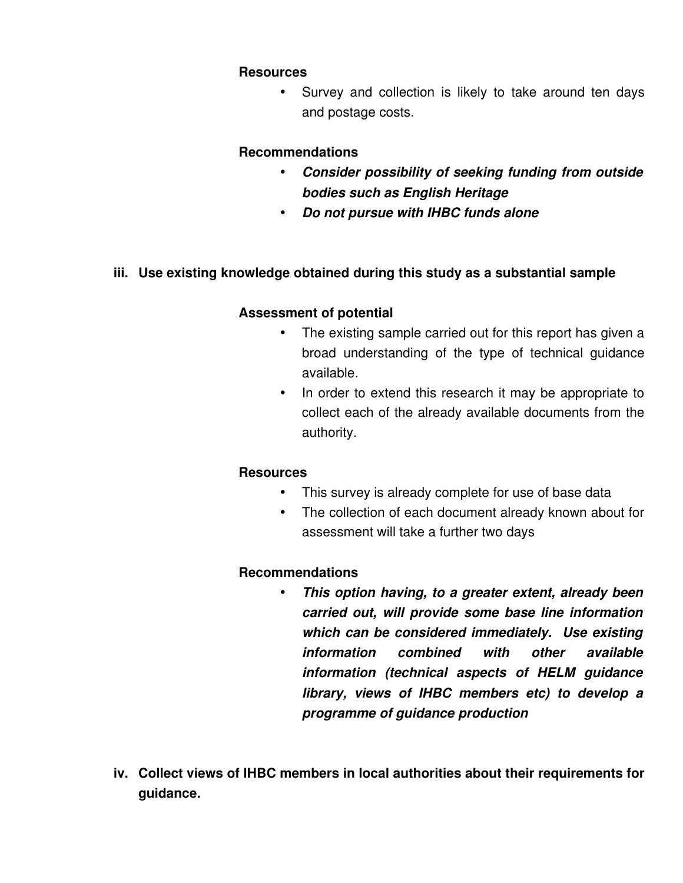**Resources**

- Survey and collection is likely to take around ten days and postage costs.

**Recommendations**

- ***Consider possibility of seeking funding from outside bodies such as English Heritage***
- ***Do not pursue with IHBC funds alone***

**iii. Use existing knowledge obtained during this study as a substantial sample**

**Assessment of potential**

- The existing sample carried out for this report has given a broad understanding of the type of technical guidance available.
- In order to extend this research it may be appropriate to collect each of the already available documents from the authority.

**Resources**

- This survey is already complete for use of base data
- The collection of each document already known about for assessment will take a further two days

**Recommendations**

- ***This option having, to a greater extent, already been carried out, will provide some base line information which can be considered immediately. Use existing information combined with other available information (technical aspects of HELM guidance library, views of IHBC members etc) to develop a programme of guidance production***

**iv. Collect views of IHBC members in local authorities about their requirements for guidance.**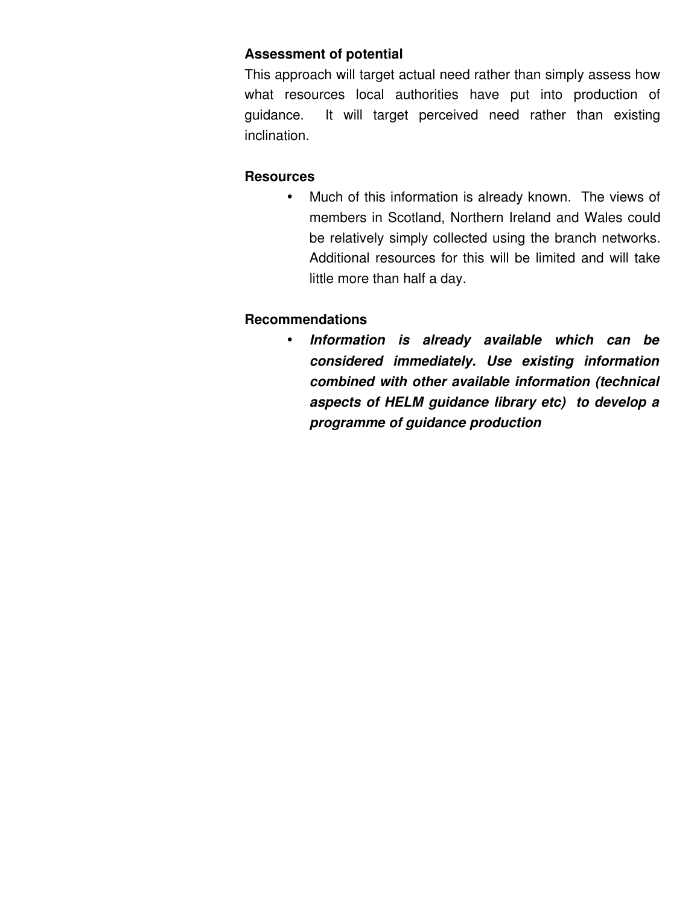**Assessment of potential**

This approach will target actual need rather than simply assess how what resources local authorities have put into production of guidance. It will target perceived need rather than existing inclination.

**Resources**

- Much of this information is already known. The views of members in Scotland, Northern Ireland and Wales could be relatively simply collected using the branch networks. Additional resources for this will be limited and will take little more than half a day.

**Recommendations**

- ***Information is already available which can be considered immediately. Use existing information combined with other available information (technical aspects of HELM guidance library etc) to develop a programme of guidance production***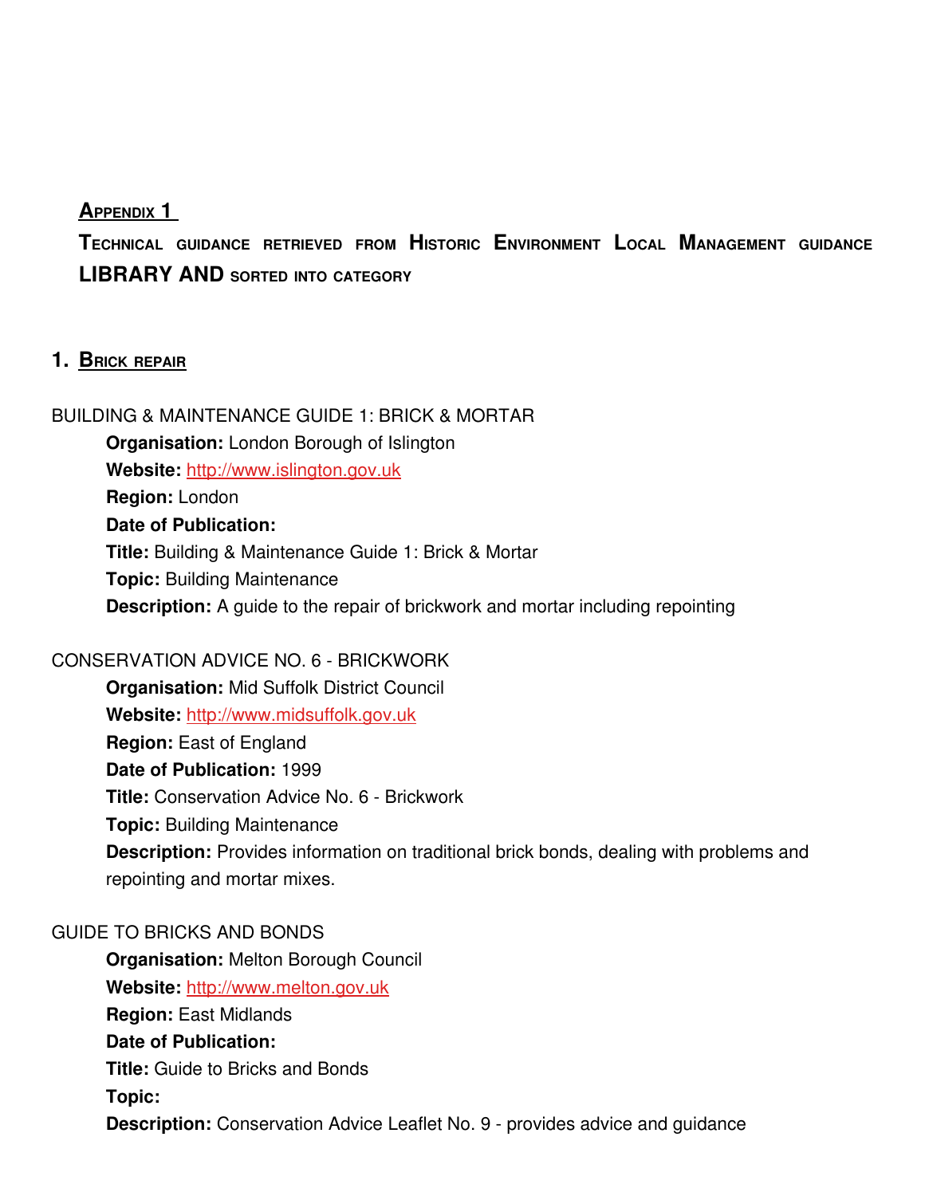## Appendix 1

## Technical guidance retrieved from Historic Environment Local Management guidance LIBRARY AND sorted into category

### 1. Brick repair

BUILDING & MAINTENANCE GUIDE 1: BRICK & MORTAR

- **Organisation:** London Borough of Islington
- **Website:** http://www.islington.gov.uk
- **Region:** London
- **Date of Publication:**
- **Title:** Building & Maintenance Guide 1: Brick & Mortar
- **Topic:** Building Maintenance
- **Description:** A guide to the repair of brickwork and mortar including repointing

CONSERVATION ADVICE NO. 6 - BRICKWORK

- **Organisation:** Mid Suffolk District Council
- **Website:** http://www.midsuffolk.gov.uk
- **Region:** East of England
- **Date of Publication:** 1999
- **Title:** Conservation Advice No. 6 - Brickwork
- **Topic:** Building Maintenance
- **Description:** Provides information on traditional brick bonds, dealing with problems and repointing and mortar mixes.

GUIDE TO BRICKS AND BONDS

- **Organisation:** Melton Borough Council
- **Website:** http://www.melton.gov.uk
- **Region:** East Midlands
- **Date of Publication:**
- **Title:** Guide to Bricks and Bonds
- **Topic:**
- **Description:** Conservation Advice Leaflet No. 9 - provides advice and guidance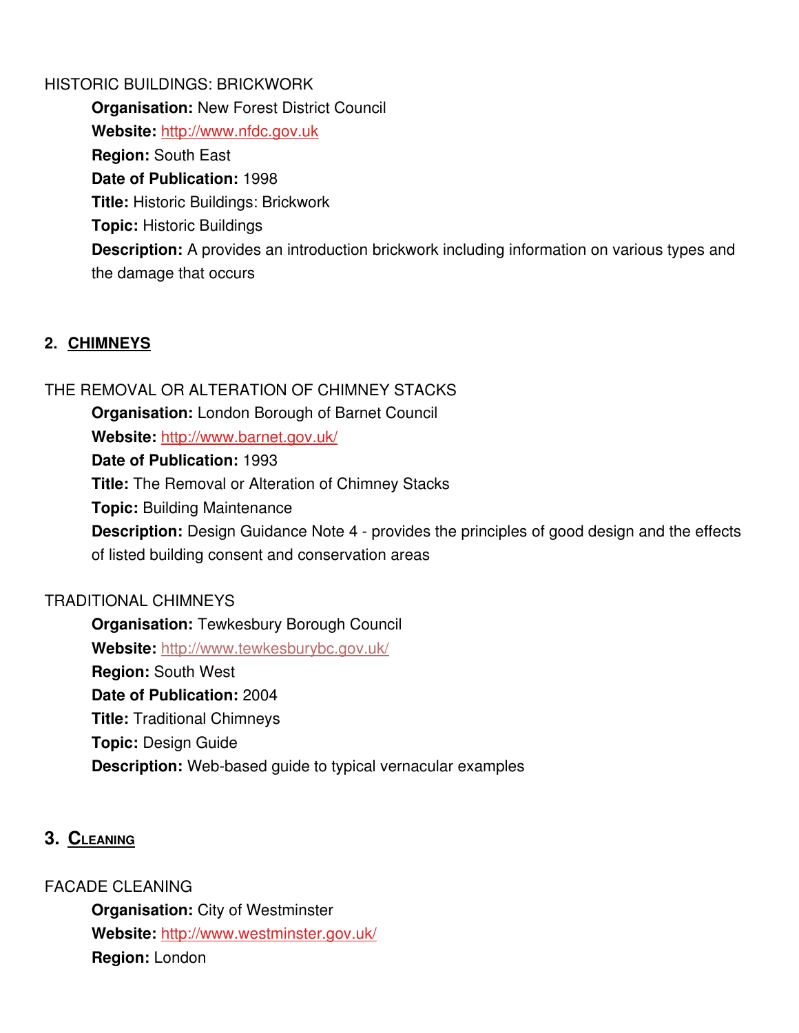HISTORIC BUILDINGS: BRICKWORK

**Organisation:** New Forest District Council
**Website:** http://www.nfdc.gov.uk
**Region:** South East
**Date of Publication:** 1998
**Title:** Historic Buildings: Brickwork
**Topic:** Historic Buildings
**Description:** A provides an introduction brickwork including information on various types and the damage that occurs

## 2. CHIMNEYS

THE REMOVAL OR ALTERATION OF CHIMNEY STACKS

**Organisation:** London Borough of Barnet Council
**Website:** http://www.barnet.gov.uk/
**Date of Publication:** 1993
**Title:** The Removal or Alteration of Chimney Stacks
**Topic:** Building Maintenance
**Description:** Design Guidance Note 4 - provides the principles of good design and the effects of listed building consent and conservation areas

TRADITIONAL CHIMNEYS

**Organisation:** Tewkesbury Borough Council
**Website:** http://www.tewkesburybc.gov.uk/
**Region:** South West
**Date of Publication:** 2004
**Title:** Traditional Chimneys
**Topic:** Design Guide
**Description:** Web-based guide to typical vernacular examples

## 3. CLEANING

FACADE CLEANING

**Organisation:** City of Westminster
**Website:** http://www.westminster.gov.uk/
**Region:** London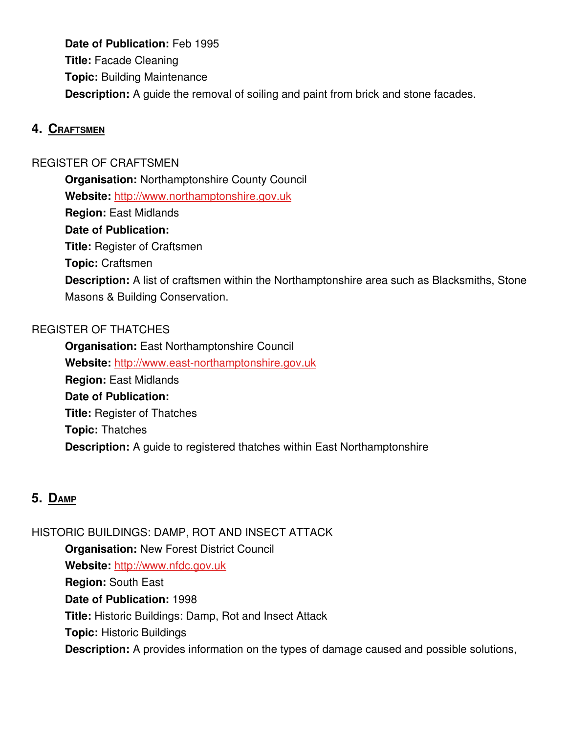**Date of Publication:** Feb 1995

**Title:** Facade Cleaning

**Topic:** Building Maintenance

**Description:** A guide the removal of soiling and paint from brick and stone facades.

## 4. Craftsmen

REGISTER OF CRAFTSMEN

**Organisation:** Northamptonshire County Council

**Website:** http://www.northamptonshire.gov.uk

**Region:** East Midlands

**Date of Publication:**

**Title:** Register of Craftsmen

**Topic:** Craftsmen

**Description:** A list of craftsmen within the Northamptonshire area such as Blacksmiths, Stone Masons & Building Conservation.

REGISTER OF THATCHES

**Organisation:** East Northamptonshire Council

**Website:** http://www.east-northamptonshire.gov.uk

**Region:** East Midlands

**Date of Publication:**

**Title:** Register of Thatches

**Topic:** Thatches

**Description:** A guide to registered thatches within East Northamptonshire

## 5. Damp

HISTORIC BUILDINGS: DAMP, ROT AND INSECT ATTACK

**Organisation:** New Forest District Council

**Website:** http://www.nfdc.gov.uk

**Region:** South East

**Date of Publication:** 1998

**Title:** Historic Buildings: Damp, Rot and Insect Attack

**Topic:** Historic Buildings

**Description:** A provides information on the types of damage caused and possible solutions,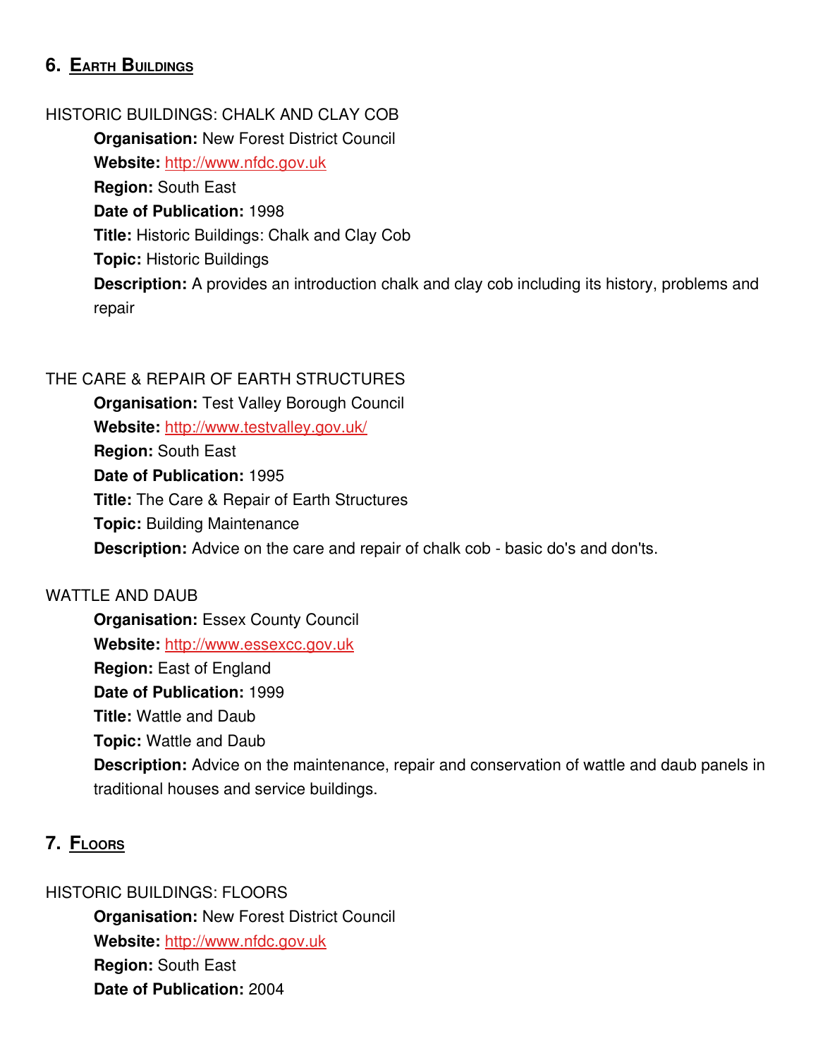## 6. Earth Buildings

HISTORIC BUILDINGS: CHALK AND CLAY COB

**Organisation:** New Forest District Council
**Website:** http://www.nfdc.gov.uk
**Region:** South East
**Date of Publication:** 1998
**Title:** Historic Buildings: Chalk and Clay Cob
**Topic:** Historic Buildings
**Description:** A provides an introduction chalk and clay cob including its history, problems and repair

THE CARE & REPAIR OF EARTH STRUCTURES

**Organisation:** Test Valley Borough Council
**Website:** http://www.testvalley.gov.uk/
**Region:** South East
**Date of Publication:** 1995
**Title:** The Care & Repair of Earth Structures
**Topic:** Building Maintenance
**Description:** Advice on the care and repair of chalk cob - basic do's and don'ts.

WATTLE AND DAUB

**Organisation:** Essex County Council
**Website:** http://www.essexcc.gov.uk
**Region:** East of England
**Date of Publication:** 1999
**Title:** Wattle and Daub
**Topic:** Wattle and Daub
**Description:** Advice on the maintenance, repair and conservation of wattle and daub panels in traditional houses and service buildings.

## 7. Floors

HISTORIC BUILDINGS: FLOORS

**Organisation:** New Forest District Council
**Website:** http://www.nfdc.gov.uk
**Region:** South East
**Date of Publication:** 2004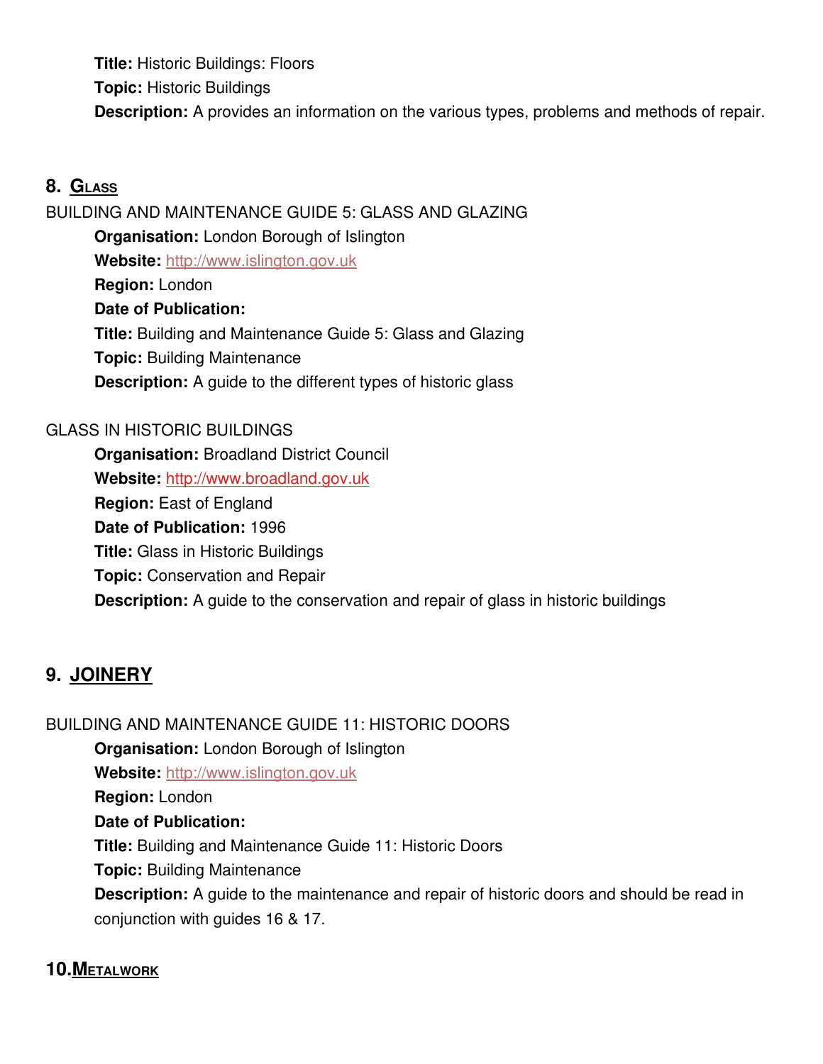**Title:** Historic Buildings: Floors

**Topic:** Historic Buildings

**Description:** A provides an information on the various types, problems and methods of repair.

## 8. Glass

BUILDING AND MAINTENANCE GUIDE 5: GLASS AND GLAZING

**Organisation:** London Borough of Islington

**Website:** http://www.islington.gov.uk

**Region:** London

**Date of Publication:**

**Title:** Building and Maintenance Guide 5: Glass and Glazing

**Topic:** Building Maintenance

**Description:** A guide to the different types of historic glass

GLASS IN HISTORIC BUILDINGS

**Organisation:** Broadland District Council

**Website:** http://www.broadland.gov.uk

**Region:** East of England

**Date of Publication:** 1996

**Title:** Glass in Historic Buildings

**Topic:** Conservation and Repair

**Description:** A guide to the conservation and repair of glass in historic buildings

## 9. JOINERY

BUILDING AND MAINTENANCE GUIDE 11: HISTORIC DOORS

**Organisation:** London Borough of Islington

**Website:** http://www.islington.gov.uk

**Region:** London

**Date of Publication:**

**Title:** Building and Maintenance Guide 11: Historic Doors

**Topic:** Building Maintenance

**Description:** A guide to the maintenance and repair of historic doors and should be read in conjunction with guides 16 & 17.

## 10. Metalwork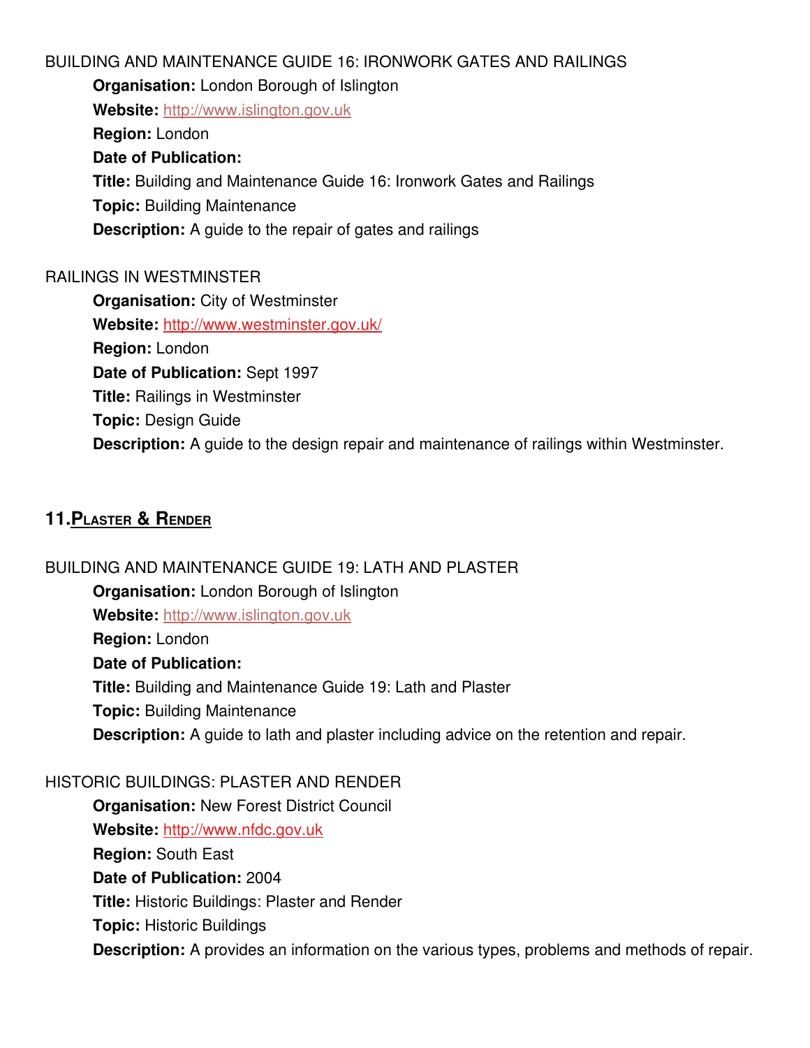BUILDING AND MAINTENANCE GUIDE 16: IRONWORK GATES AND RAILINGS

**Organisation:** London Borough of Islington
**Website:** http://www.islington.gov.uk
**Region:** London
**Date of Publication:**
**Title:** Building and Maintenance Guide 16: Ironwork Gates and Railings
**Topic:** Building Maintenance
**Description:** A guide to the repair of gates and railings

RAILINGS IN WESTMINSTER

**Organisation:** City of Westminster
**Website:** http://www.westminster.gov.uk/
**Region:** London
**Date of Publication:** Sept 1997
**Title:** Railings in Westminster
**Topic:** Design Guide
**Description:** A guide to the design repair and maintenance of railings within Westminster.

## 11. Plaster & Render

BUILDING AND MAINTENANCE GUIDE 19: LATH AND PLASTER

**Organisation:** London Borough of Islington
**Website:** http://www.islington.gov.uk
**Region:** London
**Date of Publication:**
**Title:** Building and Maintenance Guide 19: Lath and Plaster
**Topic:** Building Maintenance
**Description:** A guide to lath and plaster including advice on the retention and repair.

HISTORIC BUILDINGS: PLASTER AND RENDER

**Organisation:** New Forest District Council
**Website:** http://www.nfdc.gov.uk
**Region:** South East
**Date of Publication:** 2004
**Title:** Historic Buildings: Plaster and Render
**Topic:** Historic Buildings
**Description:** A provides an information on the various types, problems and methods of repair.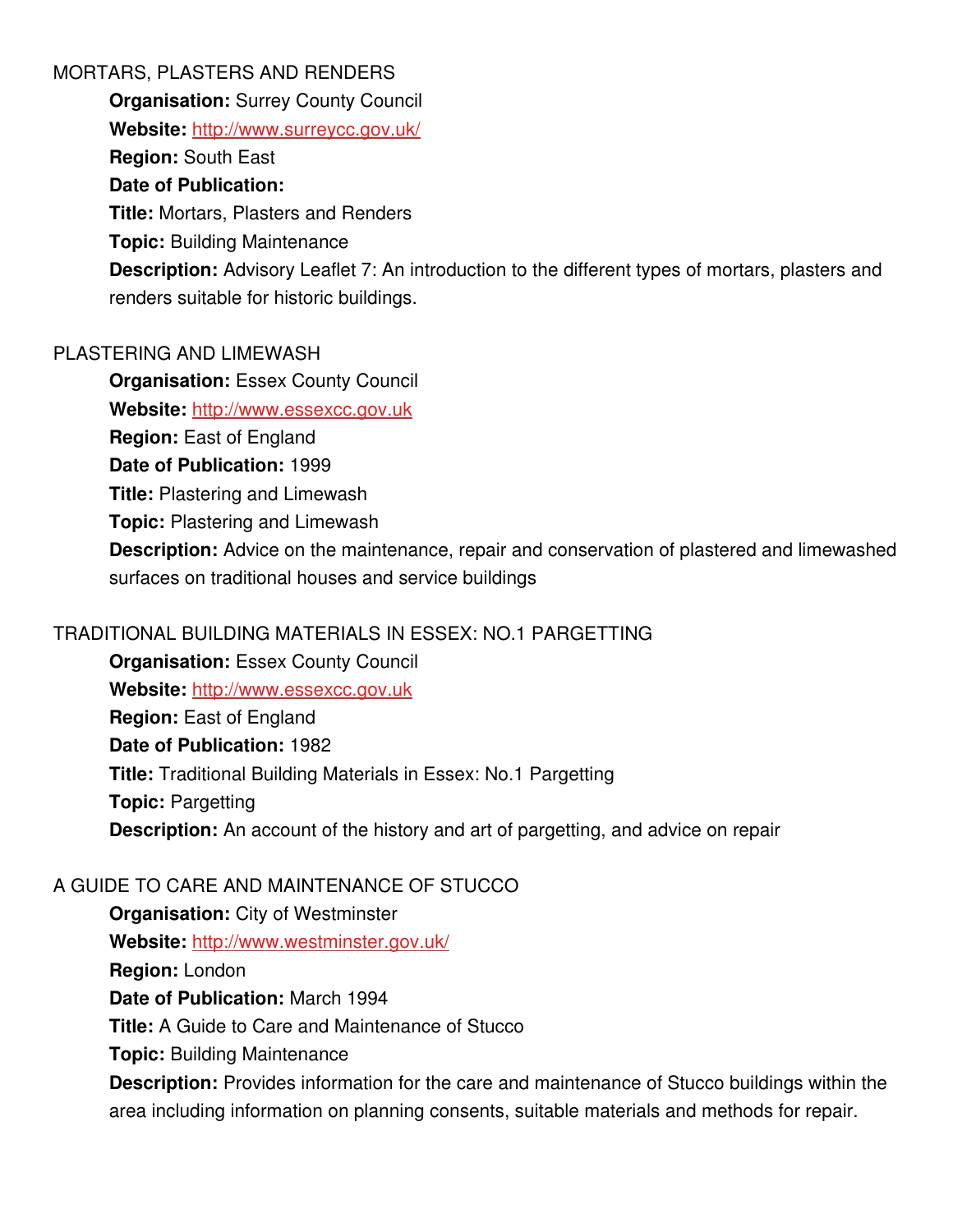MORTARS, PLASTERS AND RENDERS

**Organisation:** Surrey County Council

**Website:** [http://www.surreycc.gov.uk/](http://www.surreycc.gov.uk/)

**Region:** South East

**Date of Publication:**

**Title:** Mortars, Plasters and Renders

**Topic:** Building Maintenance

**Description:** Advisory Leaflet 7: An introduction to the different types of mortars, plasters and renders suitable for historic buildings.

PLASTERING AND LIMEWASH

**Organisation:** Essex County Council

**Website:** [http://www.essexcc.gov.uk](http://www.essexcc.gov.uk)

**Region:** East of England

**Date of Publication:** 1999

**Title:** Plastering and Limewash

**Topic:** Plastering and Limewash

**Description:** Advice on the maintenance, repair and conservation of plastered and limewashed surfaces on traditional houses and service buildings

TRADITIONAL BUILDING MATERIALS IN ESSEX: NO.1 PARGETTING

**Organisation:** Essex County Council

**Website:** [http://www.essexcc.gov.uk](http://www.essexcc.gov.uk)

**Region:** East of England

**Date of Publication:** 1982

**Title:** Traditional Building Materials in Essex: No.1 Pargetting

**Topic:** Pargetting

**Description:** An account of the history and art of pargetting, and advice on repair

A GUIDE TO CARE AND MAINTENANCE OF STUCCO

**Organisation:** City of Westminster

**Website:** [http://www.westminster.gov.uk/](http://www.westminster.gov.uk/)

**Region:** London

**Date of Publication:** March 1994

**Title:** A Guide to Care and Maintenance of Stucco

**Topic:** Building Maintenance

**Description:** Provides information for the care and maintenance of Stucco buildings within the area including information on planning consents, suitable materials and methods for repair.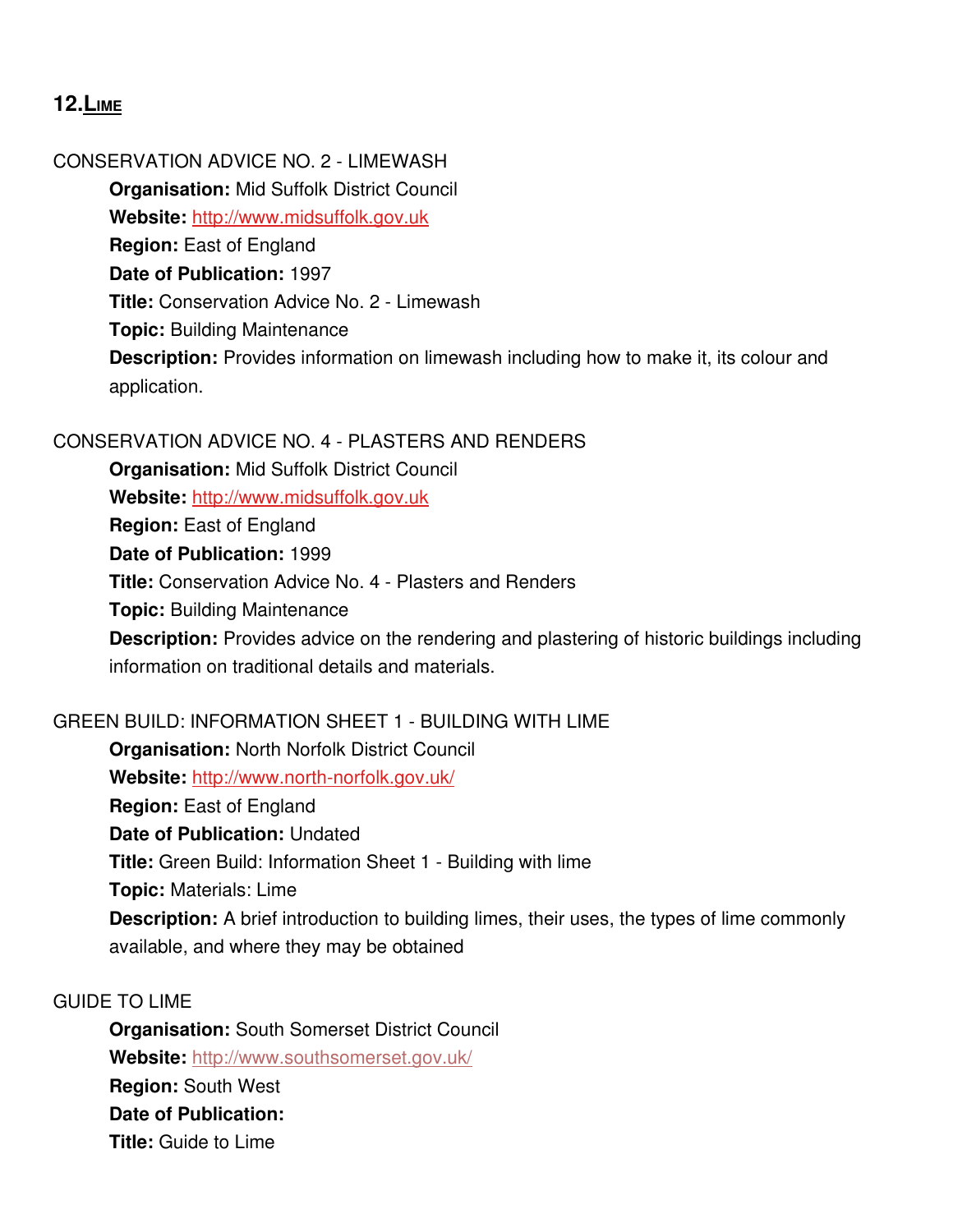## 12. Lime

CONSERVATION ADVICE NO. 2 - LIMEWASH

> **Organisation:** Mid Suffolk District Council
> **Website:** http://www.midsuffolk.gov.uk
> **Region:** East of England
> **Date of Publication:** 1997
> **Title:** Conservation Advice No. 2 - Limewash
> **Topic:** Building Maintenance
> **Description:** Provides information on limewash including how to make it, its colour and application.

CONSERVATION ADVICE NO. 4 - PLASTERS AND RENDERS

> **Organisation:** Mid Suffolk District Council
> **Website:** http://www.midsuffolk.gov.uk
> **Region:** East of England
> **Date of Publication:** 1999
> **Title:** Conservation Advice No. 4 - Plasters and Renders
> **Topic:** Building Maintenance
> **Description:** Provides advice on the rendering and plastering of historic buildings including information on traditional details and materials.

GREEN BUILD: INFORMATION SHEET 1 - BUILDING WITH LIME

> **Organisation:** North Norfolk District Council
> **Website:** http://www.north-norfolk.gov.uk/
> **Region:** East of England
> **Date of Publication:** Undated
> **Title:** Green Build: Information Sheet 1 - Building with lime
> **Topic:** Materials: Lime
> **Description:** A brief introduction to building limes, their uses, the types of lime commonly available, and where they may be obtained

GUIDE TO LIME

> **Organisation:** South Somerset District Council
> **Website:** http://www.southsomerset.gov.uk/
> **Region:** South West
> **Date of Publication:**
> **Title:** Guide to Lime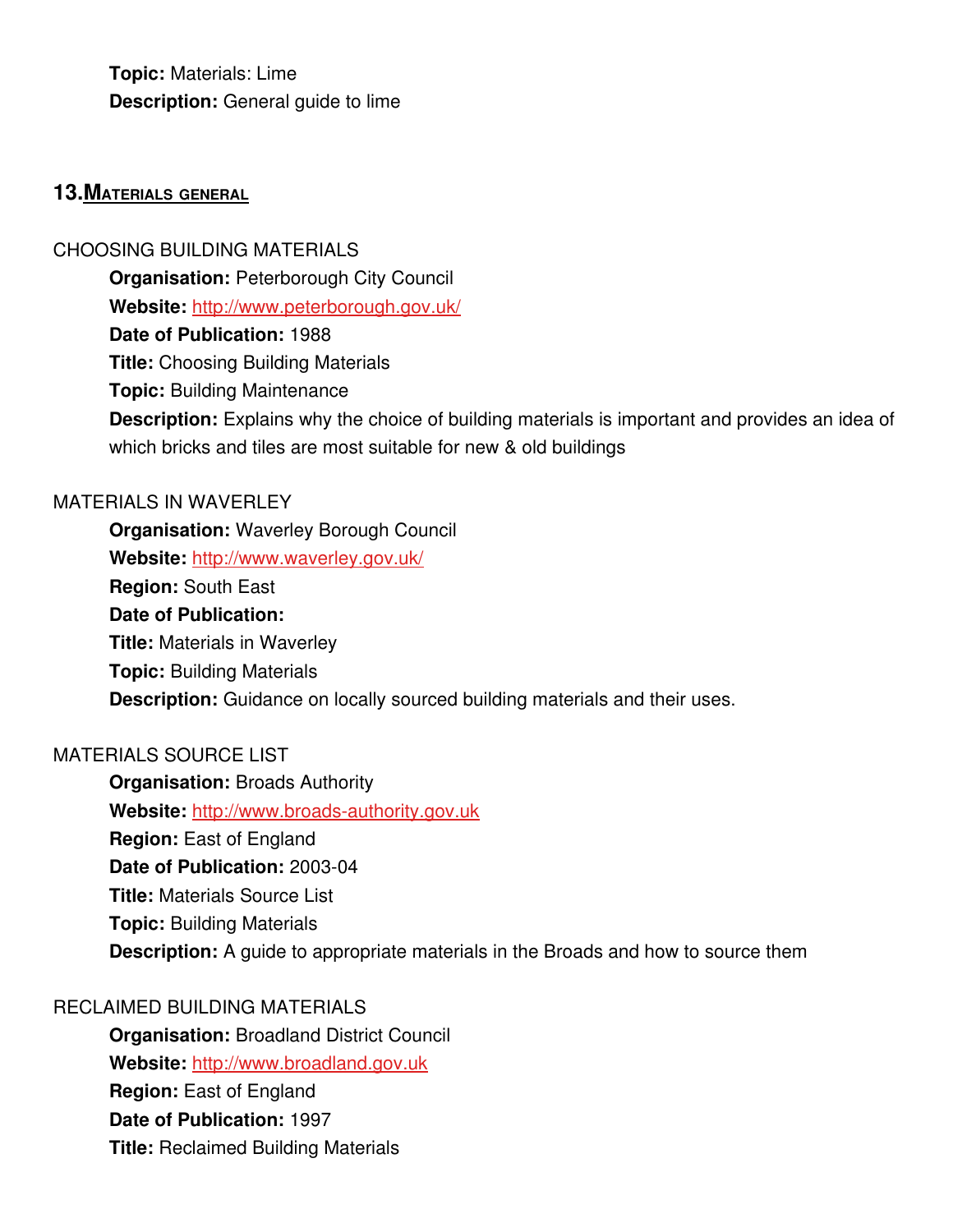**Topic:** Materials: Lime
**Description:** General guide to lime

## 13. MATERIALS GENERAL

CHOOSING BUILDING MATERIALS

**Organisation:** Peterborough City Council
**Website:** http://www.peterborough.gov.uk/
**Date of Publication:** 1988
**Title:** Choosing Building Materials
**Topic:** Building Maintenance
**Description:** Explains why the choice of building materials is important and provides an idea of which bricks and tiles are most suitable for new & old buildings

MATERIALS IN WAVERLEY

**Organisation:** Waverley Borough Council
**Website:** http://www.waverley.gov.uk/
**Region:** South East
**Date of Publication:**
**Title:** Materials in Waverley
**Topic:** Building Materials
**Description:** Guidance on locally sourced building materials and their uses.

MATERIALS SOURCE LIST

**Organisation:** Broads Authority
**Website:** http://www.broads-authority.gov.uk
**Region:** East of England
**Date of Publication:** 2003-04
**Title:** Materials Source List
**Topic:** Building Materials
**Description:** A guide to appropriate materials in the Broads and how to source them

RECLAIMED BUILDING MATERIALS

**Organisation:** Broadland District Council
**Website:** http://www.broadland.gov.uk
**Region:** East of England
**Date of Publication:** 1997
**Title:** Reclaimed Building Materials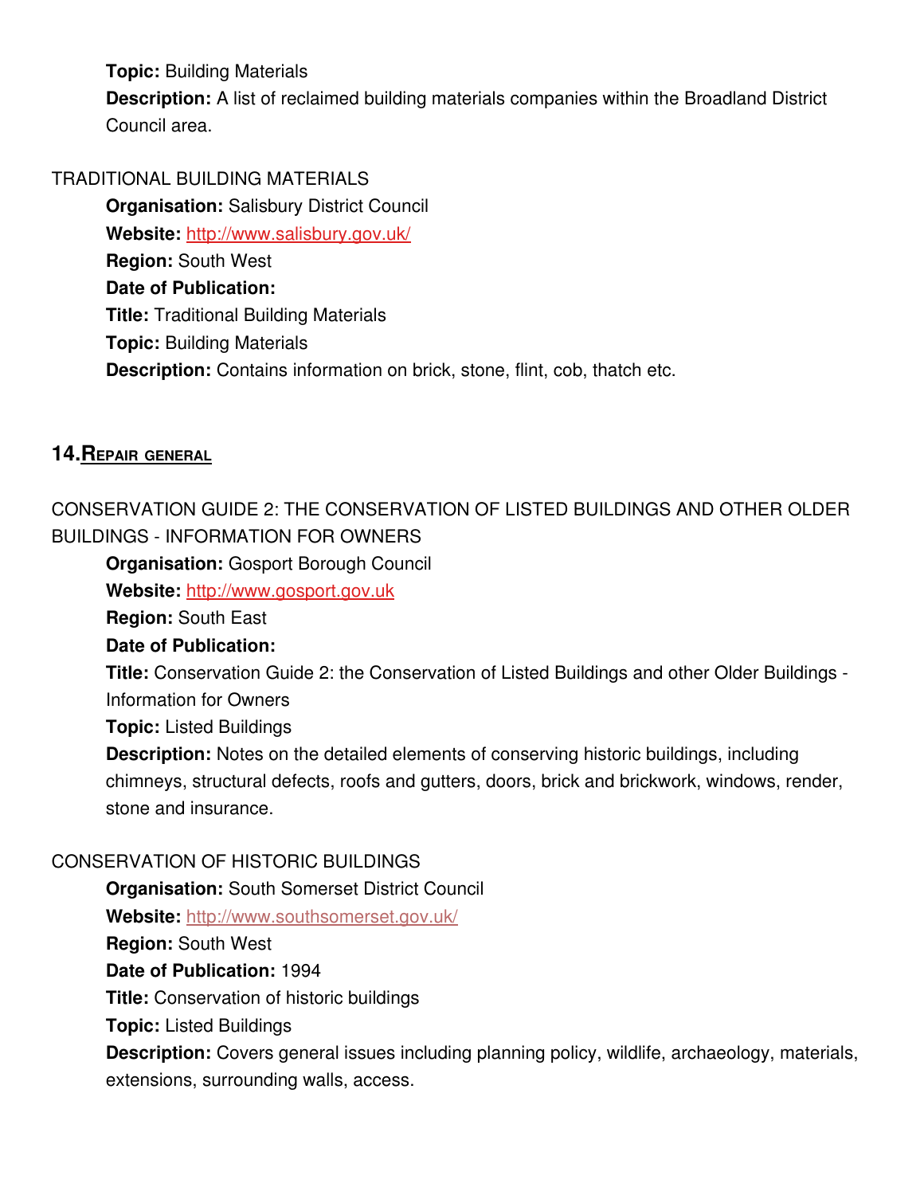**Topic:** Building Materials

**Description:** A list of reclaimed building materials companies within the Broadland District Council area.

TRADITIONAL BUILDING MATERIALS

**Organisation:** Salisbury District Council

**Website:** http://www.salisbury.gov.uk/

**Region:** South West

**Date of Publication:**

**Title:** Traditional Building Materials

**Topic:** Building Materials

**Description:** Contains information on brick, stone, flint, cob, thatch etc.

## 14. Repair general

CONSERVATION GUIDE 2: THE CONSERVATION OF LISTED BUILDINGS AND OTHER OLDER BUILDINGS - INFORMATION FOR OWNERS

**Organisation:** Gosport Borough Council

**Website:** http://www.gosport.gov.uk

**Region:** South East

**Date of Publication:**

**Title:** Conservation Guide 2: the Conservation of Listed Buildings and other Older Buildings - Information for Owners

**Topic:** Listed Buildings

**Description:** Notes on the detailed elements of conserving historic buildings, including chimneys, structural defects, roofs and gutters, doors, brick and brickwork, windows, render, stone and insurance.

CONSERVATION OF HISTORIC BUILDINGS

**Organisation:** South Somerset District Council

**Website:** http://www.southsomerset.gov.uk/

**Region:** South West

**Date of Publication:** 1994

**Title:** Conservation of historic buildings

**Topic:** Listed Buildings

**Description:** Covers general issues including planning policy, wildlife, archaeology, materials, extensions, surrounding walls, access.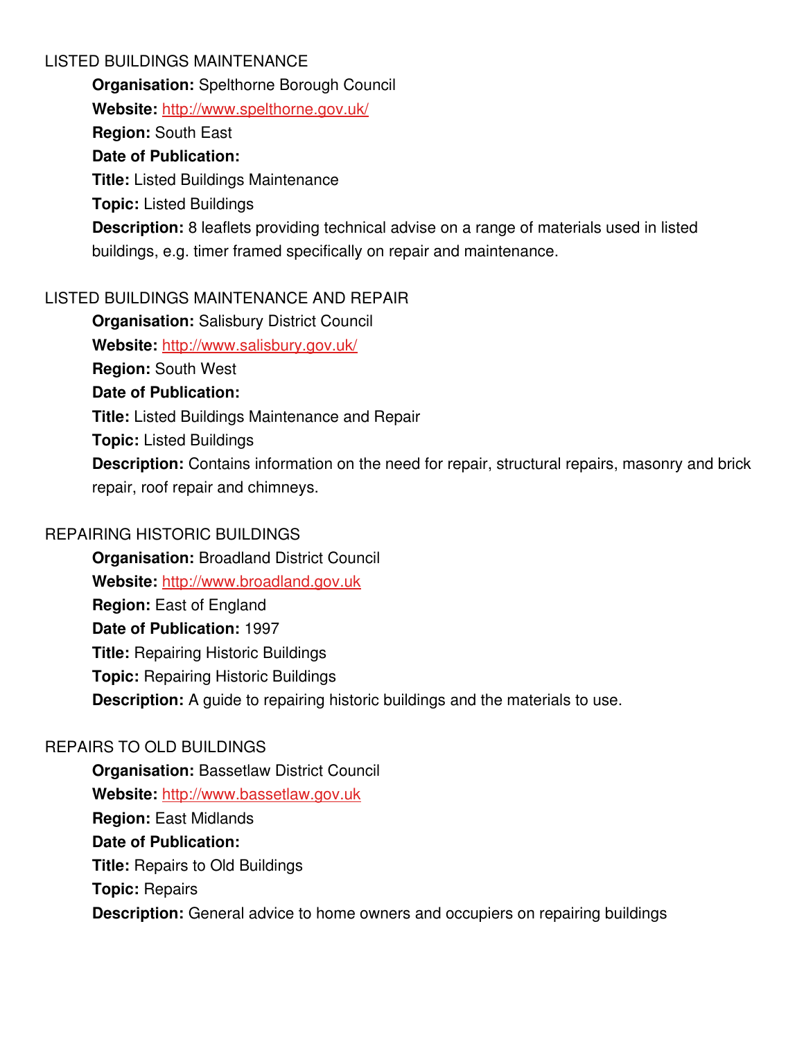LISTED BUILDINGS MAINTENANCE

**Organisation:** Spelthorne Borough Council

**Website:** http://www.spelthorne.gov.uk/

**Region:** South East

**Date of Publication:**

**Title:** Listed Buildings Maintenance

**Topic:** Listed Buildings

**Description:** 8 leaflets providing technical advise on a range of materials used in listed buildings, e.g. timer framed specifically on repair and maintenance.

LISTED BUILDINGS MAINTENANCE AND REPAIR

**Organisation:** Salisbury District Council

**Website:** http://www.salisbury.gov.uk/

**Region:** South West

**Date of Publication:**

**Title:** Listed Buildings Maintenance and Repair

**Topic:** Listed Buildings

**Description:** Contains information on the need for repair, structural repairs, masonry and brick repair, roof repair and chimneys.

REPAIRING HISTORIC BUILDINGS

**Organisation:** Broadland District Council

**Website:** http://www.broadland.gov.uk

**Region:** East of England

**Date of Publication:** 1997

**Title:** Repairing Historic Buildings

**Topic:** Repairing Historic Buildings

**Description:** A guide to repairing historic buildings and the materials to use.

REPAIRS TO OLD BUILDINGS

**Organisation:** Bassetlaw District Council

**Website:** http://www.bassetlaw.gov.uk

**Region:** East Midlands

**Date of Publication:**

**Title:** Repairs to Old Buildings

**Topic:** Repairs

**Description:** General advice to home owners and occupiers on repairing buildings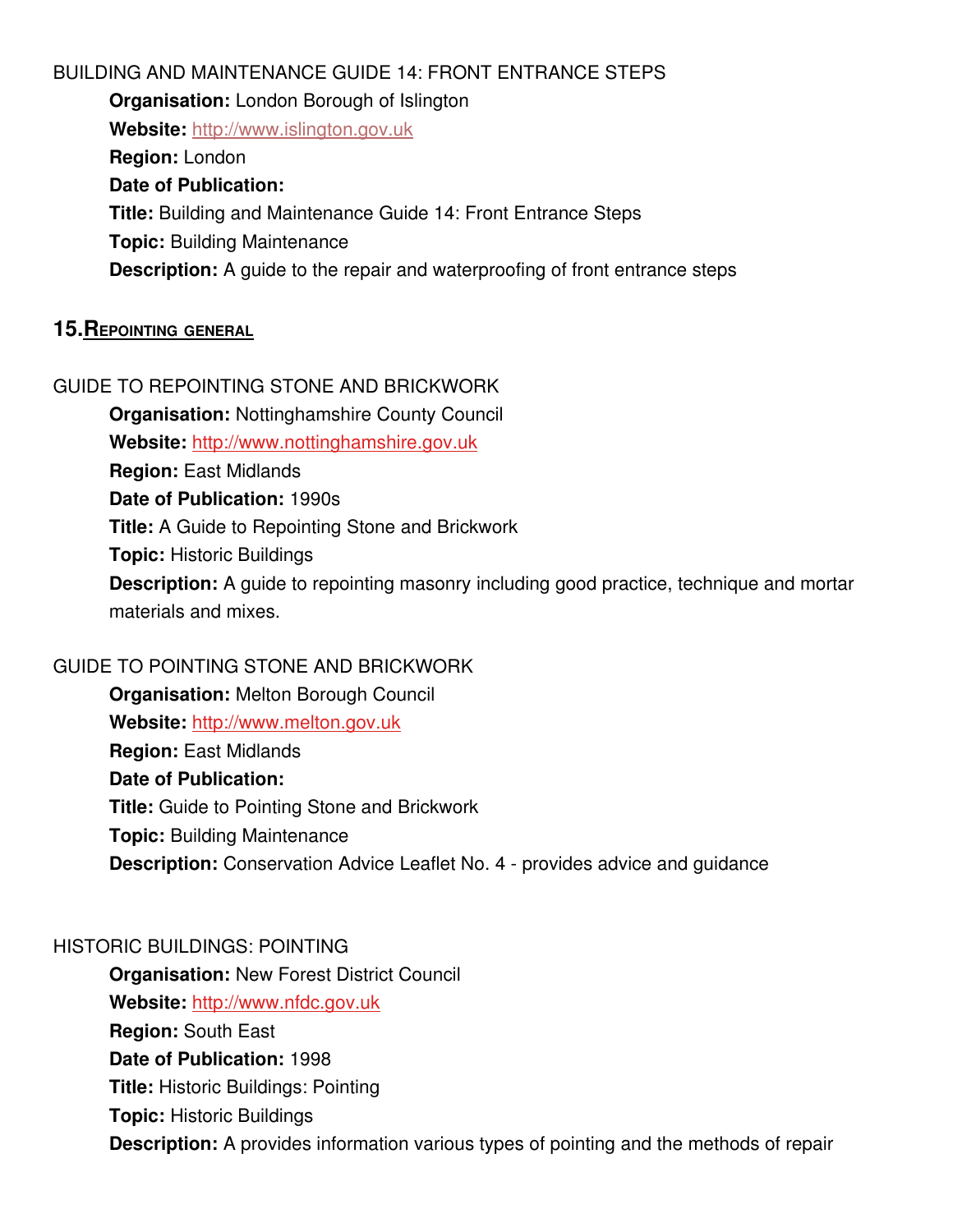BUILDING AND MAINTENANCE GUIDE 14: FRONT ENTRANCE STEPS

**Organisation:** London Borough of Islington
**Website:** http://www.islington.gov.uk
**Region:** London
**Date of Publication:**
**Title:** Building and Maintenance Guide 14: Front Entrance Steps
**Topic:** Building Maintenance
**Description:** A guide to the repair and waterproofing of front entrance steps

## 15. REPOINTING GENERAL

GUIDE TO REPOINTING STONE AND BRICKWORK

**Organisation:** Nottinghamshire County Council
**Website:** http://www.nottinghamshire.gov.uk
**Region:** East Midlands
**Date of Publication:** 1990s
**Title:** A Guide to Repointing Stone and Brickwork
**Topic:** Historic Buildings
**Description:** A guide to repointing masonry including good practice, technique and mortar materials and mixes.

GUIDE TO POINTING STONE AND BRICKWORK

**Organisation:** Melton Borough Council
**Website:** http://www.melton.gov.uk
**Region:** East Midlands
**Date of Publication:**
**Title:** Guide to Pointing Stone and Brickwork
**Topic:** Building Maintenance
**Description:** Conservation Advice Leaflet No. 4 - provides advice and guidance

HISTORIC BUILDINGS: POINTING

**Organisation:** New Forest District Council
**Website:** http://www.nfdc.gov.uk
**Region:** South East
**Date of Publication:** 1998
**Title:** Historic Buildings: Pointing
**Topic:** Historic Buildings
**Description:** A provides information various types of pointing and the methods of repair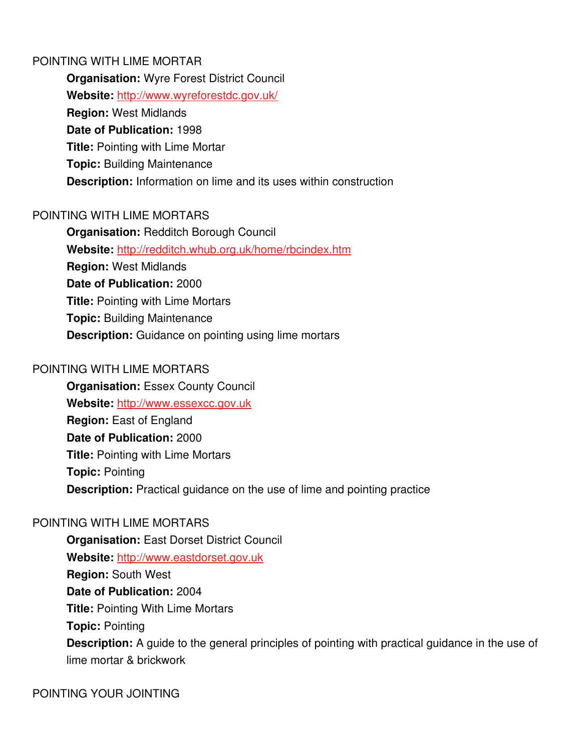POINTING WITH LIME MORTAR

**Organisation:** Wyre Forest District Council

**Website:** [http://www.wyreforestdc.gov.uk/](http://www.wyreforestdc.gov.uk/)

**Region:** West Midlands

**Date of Publication:** 1998

**Title:** Pointing with Lime Mortar

**Topic:** Building Maintenance

**Description:** Information on lime and its uses within construction

POINTING WITH LIME MORTARS

**Organisation:** Redditch Borough Council

**Website:** [http://redditch.whub.org.uk/home/rbcindex.htm](http://redditch.whub.org.uk/home/rbcindex.htm)

**Region:** West Midlands

**Date of Publication:** 2000

**Title:** Pointing with Lime Mortars

**Topic:** Building Maintenance

**Description:** Guidance on pointing using lime mortars

POINTING WITH LIME MORTARS

**Organisation:** Essex County Council

**Website:** [http://www.essexcc.gov.uk](http://www.essexcc.gov.uk)

**Region:** East of England

**Date of Publication:** 2000

**Title:** Pointing with Lime Mortars

**Topic:** Pointing

**Description:** Practical guidance on the use of lime and pointing practice

POINTING WITH LIME MORTARS

**Organisation:** East Dorset District Council

**Website:** [http://www.eastdorset.gov.uk](http://www.eastdorset.gov.uk)

**Region:** South West

**Date of Publication:** 2004

**Title:** Pointing With Lime Mortars

**Topic:** Pointing

**Description:** A guide to the general principles of pointing with practical guidance in the use of lime mortar & brickwork

POINTING YOUR JOINTING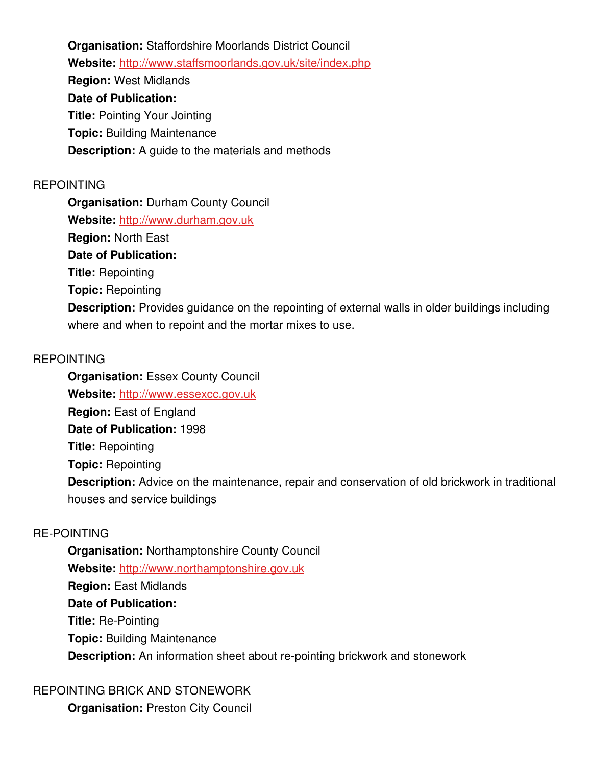**Organisation:** Staffordshire Moorlands District Council

**Website:** [http://www.staffsmoorlands.gov.uk/site/index.php](http://www.staffsmoorlands.gov.uk/site/index.php)

**Region:** West Midlands

**Date of Publication:**

**Title:** Pointing Your Jointing

**Topic:** Building Maintenance

**Description:** A guide to the materials and methods

REPOINTING

**Organisation:** Durham County Council

**Website:** [http://www.durham.gov.uk](http://www.durham.gov.uk)

**Region:** North East

**Date of Publication:**

**Title:** Repointing

**Topic:** Repointing

**Description:** Provides guidance on the repointing of external walls in older buildings including where and when to repoint and the mortar mixes to use.

REPOINTING

**Organisation:** Essex County Council

**Website:** [http://www.essexcc.gov.uk](http://www.essexcc.gov.uk)

**Region:** East of England

**Date of Publication:** 1998

**Title:** Repointing

**Topic:** Repointing

**Description:** Advice on the maintenance, repair and conservation of old brickwork in traditional houses and service buildings

RE-POINTING

**Organisation:** Northamptonshire County Council

**Website:** [http://www.northamptonshire.gov.uk](http://www.northamptonshire.gov.uk)

**Region:** East Midlands

**Date of Publication:**

**Title:** Re-Pointing

**Topic:** Building Maintenance

**Description:** An information sheet about re-pointing brickwork and stonework

REPOINTING BRICK AND STONEWORK

**Organisation:** Preston City Council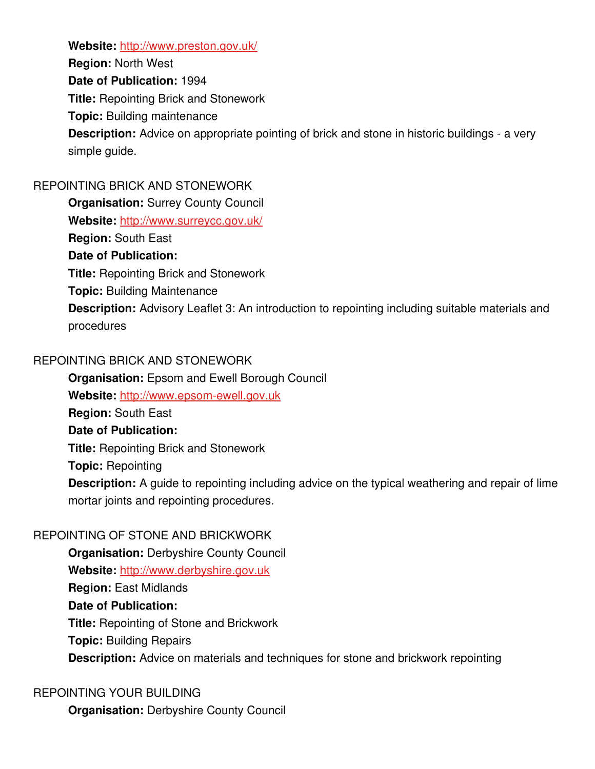**Website:** http://www.preston.gov.uk/
**Region:** North West
**Date of Publication:** 1994
**Title:** Repointing Brick and Stonework
**Topic:** Building maintenance
**Description:** Advice on appropriate pointing of brick and stone in historic buildings - a very simple guide.

REPOINTING BRICK AND STONEWORK

**Organisation:** Surrey County Council
**Website:** http://www.surreycc.gov.uk/
**Region:** South East
**Date of Publication:**
**Title:** Repointing Brick and Stonework
**Topic:** Building Maintenance
**Description:** Advisory Leaflet 3: An introduction to repointing including suitable materials and procedures

REPOINTING BRICK AND STONEWORK

**Organisation:** Epsom and Ewell Borough Council
**Website:** http://www.epsom-ewell.gov.uk
**Region:** South East
**Date of Publication:**
**Title:** Repointing Brick and Stonework
**Topic:** Repointing
**Description:** A guide to repointing including advice on the typical weathering and repair of lime mortar joints and repointing procedures.

REPOINTING OF STONE AND BRICKWORK

**Organisation:** Derbyshire County Council
**Website:** http://www.derbyshire.gov.uk
**Region:** East Midlands
**Date of Publication:**
**Title:** Repointing of Stone and Brickwork
**Topic:** Building Repairs
**Description:** Advice on materials and techniques for stone and brickwork repointing

REPOINTING YOUR BUILDING

**Organisation:** Derbyshire County Council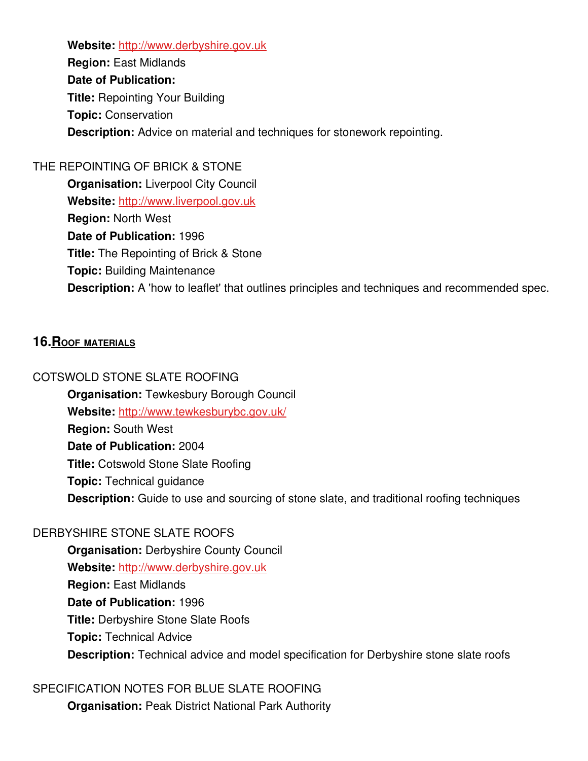**Website:** http://www.derbyshire.gov.uk
**Region:** East Midlands
**Date of Publication:**
**Title:** Repointing Your Building
**Topic:** Conservation
**Description:** Advice on material and techniques for stonework repointing.

THE REPOINTING OF BRICK & STONE

**Organisation:** Liverpool City Council
**Website:** http://www.liverpool.gov.uk
**Region:** North West
**Date of Publication:** 1996
**Title:** The Repointing of Brick & Stone
**Topic:** Building Maintenance
**Description:** A 'how to leaflet' that outlines principles and techniques and recommended spec.

## 16. Roof materials

COTSWOLD STONE SLATE ROOFING

**Organisation:** Tewkesbury Borough Council
**Website:** http://www.tewkesburybc.gov.uk/
**Region:** South West
**Date of Publication:** 2004
**Title:** Cotswold Stone Slate Roofing
**Topic:** Technical guidance
**Description:** Guide to use and sourcing of stone slate, and traditional roofing techniques

DERBYSHIRE STONE SLATE ROOFS

**Organisation:** Derbyshire County Council
**Website:** http://www.derbyshire.gov.uk
**Region:** East Midlands
**Date of Publication:** 1996
**Title:** Derbyshire Stone Slate Roofs
**Topic:** Technical Advice
**Description:** Technical advice and model specification for Derbyshire stone slate roofs

SPECIFICATION NOTES FOR BLUE SLATE ROOFING

**Organisation:** Peak District National Park Authority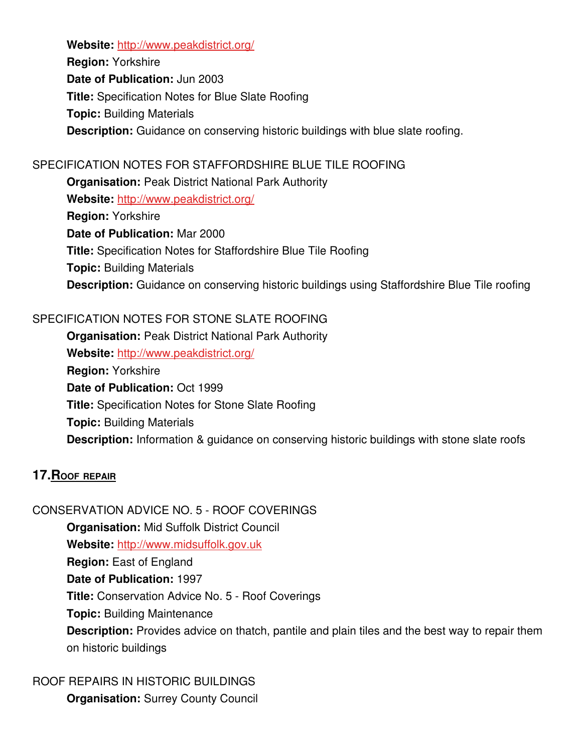**Website:** http://www.peakdistrict.org/
**Region:** Yorkshire
**Date of Publication:** Jun 2003
**Title:** Specification Notes for Blue Slate Roofing
**Topic:** Building Materials
**Description:** Guidance on conserving historic buildings with blue slate roofing.

SPECIFICATION NOTES FOR STAFFORDSHIRE BLUE TILE ROOFING

**Organisation:** Peak District National Park Authority
**Website:** http://www.peakdistrict.org/
**Region:** Yorkshire
**Date of Publication:** Mar 2000
**Title:** Specification Notes for Staffordshire Blue Tile Roofing
**Topic:** Building Materials
**Description:** Guidance on conserving historic buildings using Staffordshire Blue Tile roofing

SPECIFICATION NOTES FOR STONE SLATE ROOFING

**Organisation:** Peak District National Park Authority
**Website:** http://www.peakdistrict.org/
**Region:** Yorkshire
**Date of Publication:** Oct 1999
**Title:** Specification Notes for Stone Slate Roofing
**Topic:** Building Materials
**Description:** Information & guidance on conserving historic buildings with stone slate roofs

## 17. Roof repair

CONSERVATION ADVICE NO. 5 - ROOF COVERINGS

**Organisation:** Mid Suffolk District Council
**Website:** http://www.midsuffolk.gov.uk
**Region:** East of England
**Date of Publication:** 1997
**Title:** Conservation Advice No. 5 - Roof Coverings
**Topic:** Building Maintenance
**Description:** Provides advice on thatch, pantile and plain tiles and the best way to repair them on historic buildings

ROOF REPAIRS IN HISTORIC BUILDINGS

**Organisation:** Surrey County Council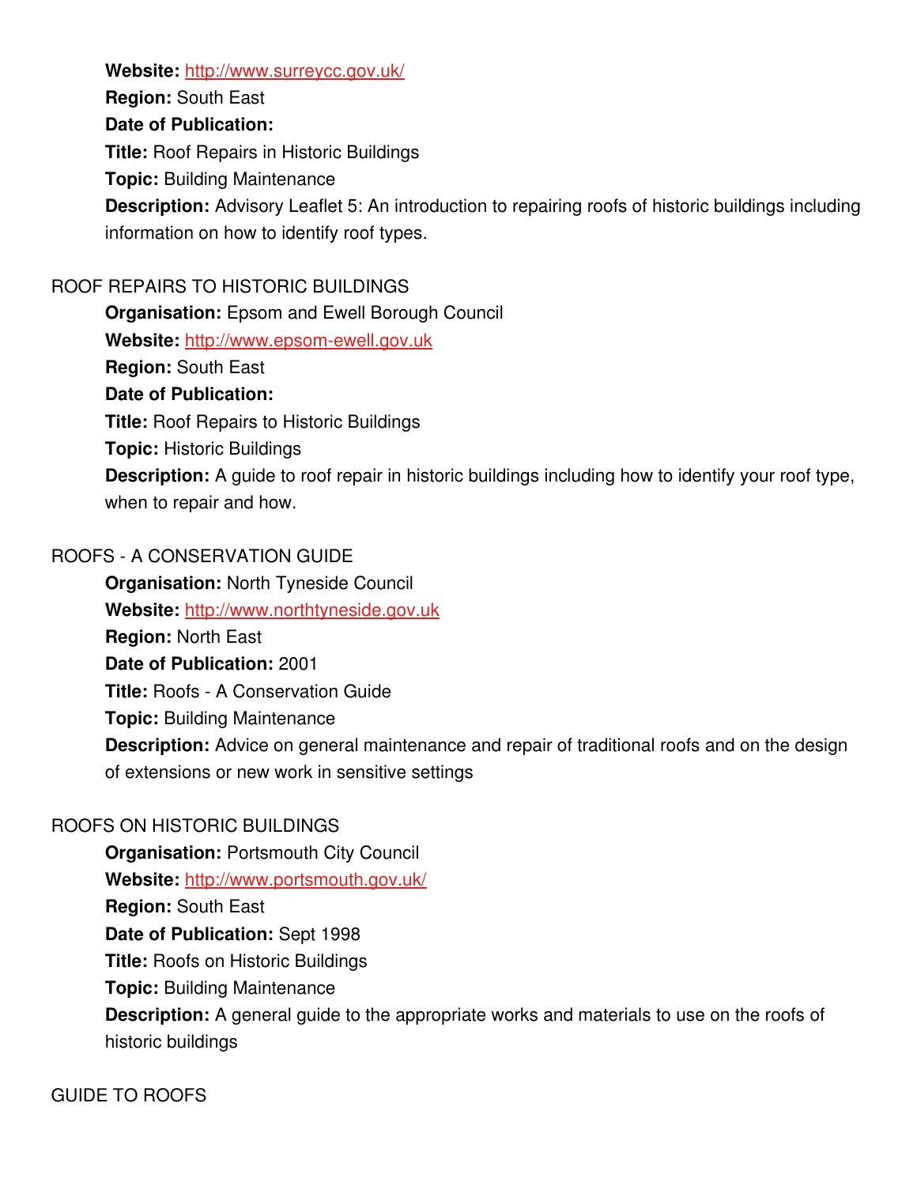**Website:** http://www.surreycc.gov.uk/

**Region:** South East

**Date of Publication:**

**Title:** Roof Repairs in Historic Buildings

**Topic:** Building Maintenance

**Description:** Advisory Leaflet 5: An introduction to repairing roofs of historic buildings including information on how to identify roof types.

ROOF REPAIRS TO HISTORIC BUILDINGS

**Organisation:** Epsom and Ewell Borough Council

**Website:** http://www.epsom-ewell.gov.uk

**Region:** South East

**Date of Publication:**

**Title:** Roof Repairs to Historic Buildings

**Topic:** Historic Buildings

**Description:** A guide to roof repair in historic buildings including how to identify your roof type, when to repair and how.

ROOFS - A CONSERVATION GUIDE

**Organisation:** North Tyneside Council

**Website:** http://www.northtyneside.gov.uk

**Region:** North East

**Date of Publication:** 2001

**Title:** Roofs - A Conservation Guide

**Topic:** Building Maintenance

**Description:** Advice on general maintenance and repair of traditional roofs and on the design of extensions or new work in sensitive settings

ROOFS ON HISTORIC BUILDINGS

**Organisation:** Portsmouth City Council

**Website:** http://www.portsmouth.gov.uk/

**Region:** South East

**Date of Publication:** Sept 1998

**Title:** Roofs on Historic Buildings

**Topic:** Building Maintenance

**Description:** A general guide to the appropriate works and materials to use on the roofs of historic buildings

GUIDE TO ROOFS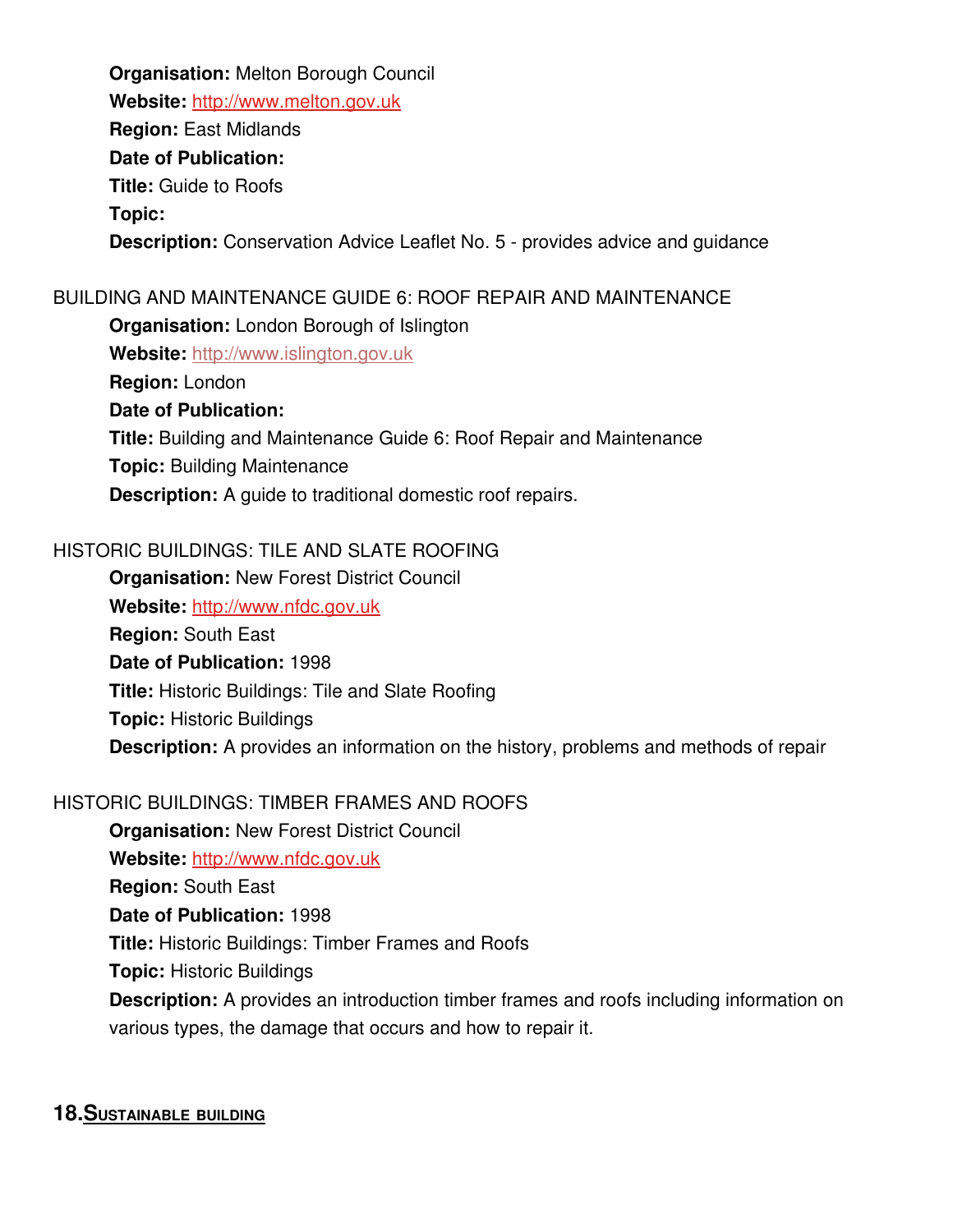**Organisation:** Melton Borough Council  
**Website:** http://www.melton.gov.uk  
**Region:** East Midlands  
**Date of Publication:**  
**Title:** Guide to Roofs  
**Topic:**  
**Description:** Conservation Advice Leaflet No. 5 - provides advice and guidance

BUILDING AND MAINTENANCE GUIDE 6: ROOF REPAIR AND MAINTENANCE

**Organisation:** London Borough of Islington  
**Website:** http://www.islington.gov.uk  
**Region:** London  
**Date of Publication:**  
**Title:** Building and Maintenance Guide 6: Roof Repair and Maintenance  
**Topic:** Building Maintenance  
**Description:** A guide to traditional domestic roof repairs.

HISTORIC BUILDINGS: TILE AND SLATE ROOFING

**Organisation:** New Forest District Council  
**Website:** http://www.nfdc.gov.uk  
**Region:** South East  
**Date of Publication:** 1998  
**Title:** Historic Buildings: Tile and Slate Roofing  
**Topic:** Historic Buildings  
**Description:** A provides an information on the history, problems and methods of repair

HISTORIC BUILDINGS: TIMBER FRAMES AND ROOFS

**Organisation:** New Forest District Council  
**Website:** http://www.nfdc.gov.uk  
**Region:** South East  
**Date of Publication:** 1998  
**Title:** Historic Buildings: Timber Frames and Roofs  
**Topic:** Historic Buildings  
**Description:** A provides an introduction timber frames and roofs including information on various types, the damage that occurs and how to repair it.

## 18. SUSTAINABLE BUILDING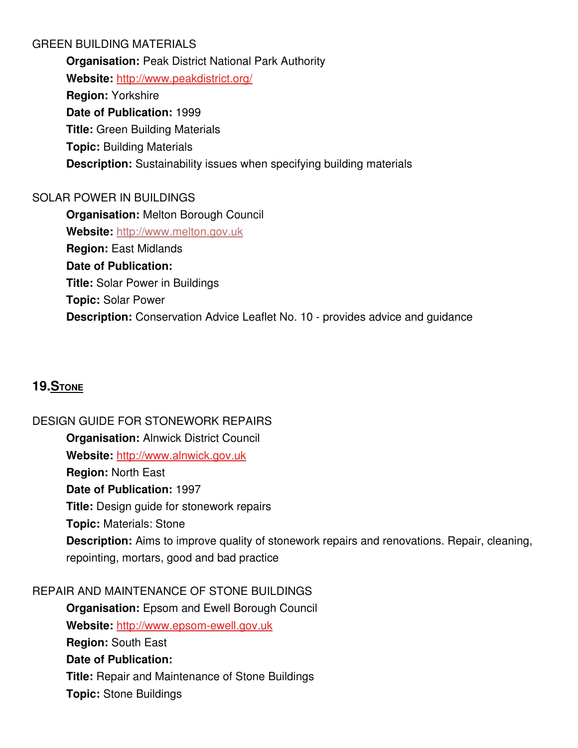GREEN BUILDING MATERIALS

**Organisation:** Peak District National Park Authority
**Website:** http://www.peakdistrict.org/
**Region:** Yorkshire
**Date of Publication:** 1999
**Title:** Green Building Materials
**Topic:** Building Materials
**Description:** Sustainability issues when specifying building materials

SOLAR POWER IN BUILDINGS

**Organisation:** Melton Borough Council
**Website:** http://www.melton.gov.uk
**Region:** East Midlands
**Date of Publication:**
**Title:** Solar Power in Buildings
**Topic:** Solar Power
**Description:** Conservation Advice Leaflet No. 10 - provides advice and guidance

## 19. STONE

DESIGN GUIDE FOR STONEWORK REPAIRS

**Organisation:** Alnwick District Council
**Website:** http://www.alnwick.gov.uk
**Region:** North East
**Date of Publication:** 1997
**Title:** Design guide for stonework repairs
**Topic:** Materials: Stone
**Description:** Aims to improve quality of stonework repairs and renovations. Repair, cleaning, repointing, mortars, good and bad practice

REPAIR AND MAINTENANCE OF STONE BUILDINGS

**Organisation:** Epsom and Ewell Borough Council
**Website:** http://www.epsom-ewell.gov.uk
**Region:** South East
**Date of Publication:**
**Title:** Repair and Maintenance of Stone Buildings
**Topic:** Stone Buildings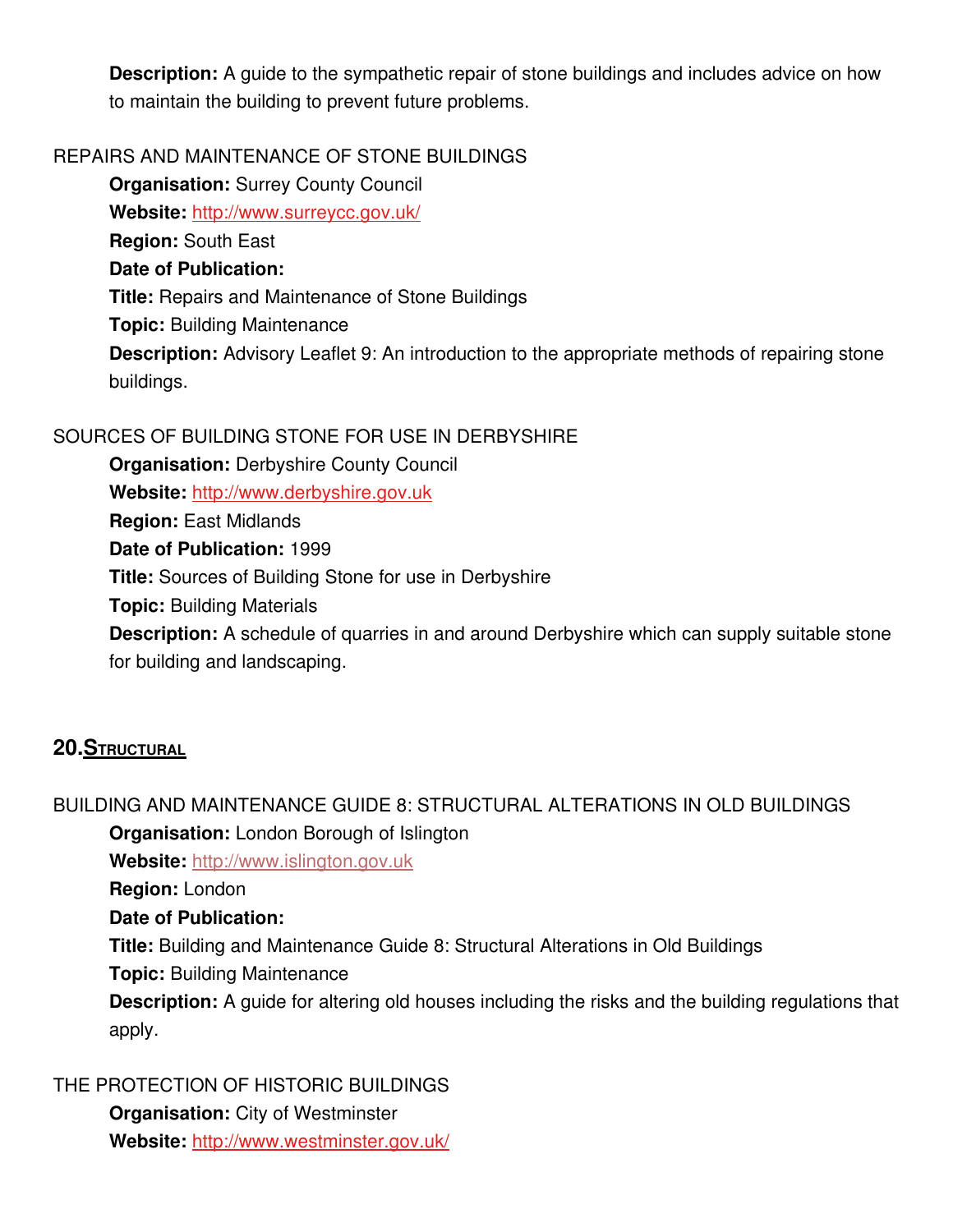**Description:** A guide to the sympathetic repair of stone buildings and includes advice on how to maintain the building to prevent future problems.

REPAIRS AND MAINTENANCE OF STONE BUILDINGS

**Organisation:** Surrey County Council
**Website:** http://www.surreycc.gov.uk/
**Region:** South East
**Date of Publication:**
**Title:** Repairs and Maintenance of Stone Buildings
**Topic:** Building Maintenance
**Description:** Advisory Leaflet 9: An introduction to the appropriate methods of repairing stone buildings.

SOURCES OF BUILDING STONE FOR USE IN DERBYSHIRE

**Organisation:** Derbyshire County Council
**Website:** http://www.derbyshire.gov.uk
**Region:** East Midlands
**Date of Publication:** 1999
**Title:** Sources of Building Stone for use in Derbyshire
**Topic:** Building Materials
**Description:** A schedule of quarries in and around Derbyshire which can supply suitable stone for building and landscaping.

## 20. Structural

BUILDING AND MAINTENANCE GUIDE 8: STRUCTURAL ALTERATIONS IN OLD BUILDINGS

**Organisation:** London Borough of Islington
**Website:** http://www.islington.gov.uk
**Region:** London
**Date of Publication:**
**Title:** Building and Maintenance Guide 8: Structural Alterations in Old Buildings
**Topic:** Building Maintenance
**Description:** A guide for altering old houses including the risks and the building regulations that apply.

THE PROTECTION OF HISTORIC BUILDINGS

**Organisation:** City of Westminster
**Website:** http://www.westminster.gov.uk/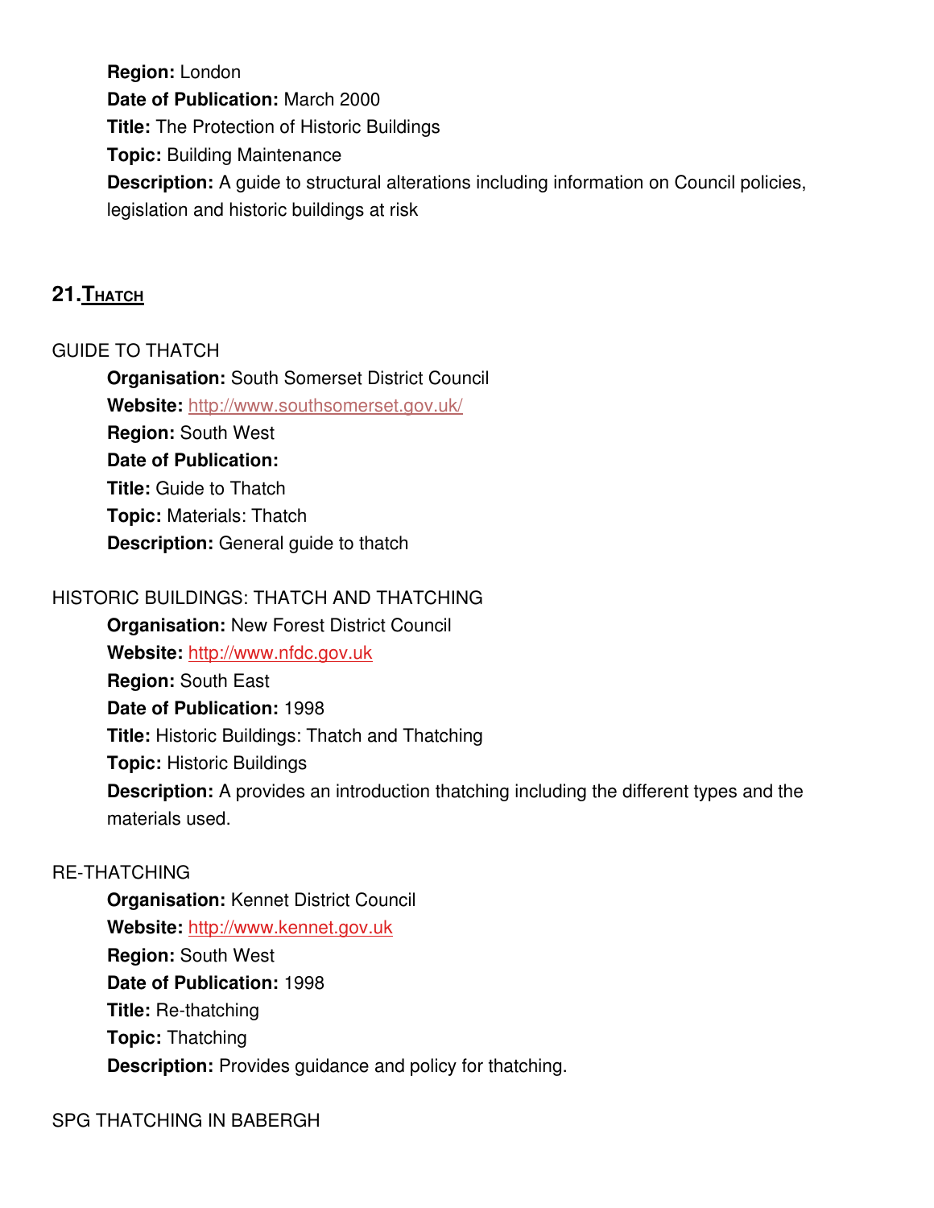**Region:** London
**Date of Publication:** March 2000
**Title:** The Protection of Historic Buildings
**Topic:** Building Maintenance
**Description:** A guide to structural alterations including information on Council policies, legislation and historic buildings at risk

## 21. THATCH

GUIDE TO THATCH

**Organisation:** South Somerset District Council
**Website:** http://www.southsomerset.gov.uk/
**Region:** South West
**Date of Publication:**
**Title:** Guide to Thatch
**Topic:** Materials: Thatch
**Description:** General guide to thatch

HISTORIC BUILDINGS: THATCH AND THATCHING

**Organisation:** New Forest District Council
**Website:** http://www.nfdc.gov.uk
**Region:** South East
**Date of Publication:** 1998
**Title:** Historic Buildings: Thatch and Thatching
**Topic:** Historic Buildings
**Description:** A provides an introduction thatching including the different types and the materials used.

RE-THATCHING

**Organisation:** Kennet District Council
**Website:** http://www.kennet.gov.uk
**Region:** South West
**Date of Publication:** 1998
**Title:** Re-thatching
**Topic:** Thatching
**Description:** Provides guidance and policy for thatching.

SPG THATCHING IN BABERGH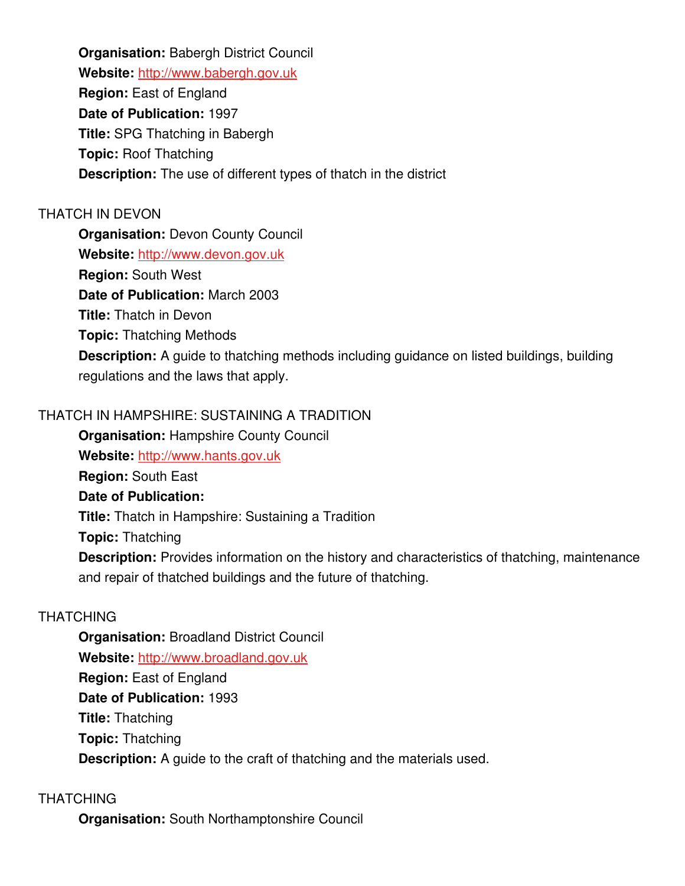**Organisation:** Babergh District Council
**Website:** http://www.babergh.gov.uk
**Region:** East of England
**Date of Publication:** 1997
**Title:** SPG Thatching in Babergh
**Topic:** Roof Thatching
**Description:** The use of different types of thatch in the district

THATCH IN DEVON

**Organisation:** Devon County Council
**Website:** http://www.devon.gov.uk
**Region:** South West
**Date of Publication:** March 2003
**Title:** Thatch in Devon
**Topic:** Thatching Methods
**Description:** A guide to thatching methods including guidance on listed buildings, building regulations and the laws that apply.

THATCH IN HAMPSHIRE: SUSTAINING A TRADITION

**Organisation:** Hampshire County Council
**Website:** http://www.hants.gov.uk
**Region:** South East
**Date of Publication:**
**Title:** Thatch in Hampshire: Sustaining a Tradition
**Topic:** Thatching
**Description:** Provides information on the history and characteristics of thatching, maintenance and repair of thatched buildings and the future of thatching.

THATCHING

**Organisation:** Broadland District Council
**Website:** http://www.broadland.gov.uk
**Region:** East of England
**Date of Publication:** 1993
**Title:** Thatching
**Topic:** Thatching
**Description:** A guide to the craft of thatching and the materials used.

THATCHING

**Organisation:** South Northamptonshire Council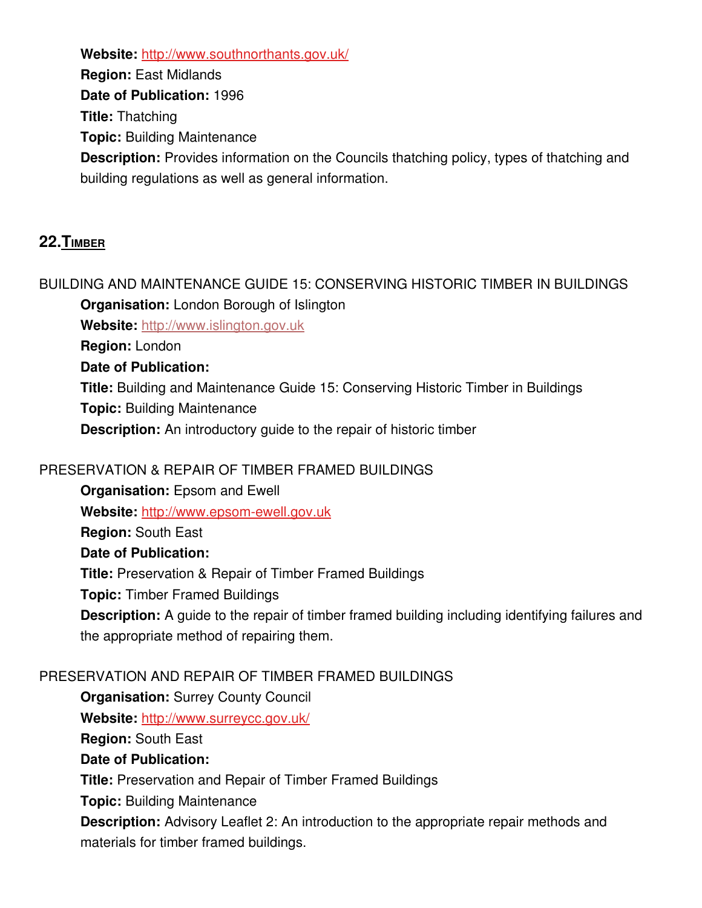**Website:** http://www.southnorthants.gov.uk/

**Region:** East Midlands

**Date of Publication:** 1996

**Title:** Thatching

**Topic:** Building Maintenance

**Description:** Provides information on the Councils thatching policy, types of thatching and building regulations as well as general information.

## 22. Timber

BUILDING AND MAINTENANCE GUIDE 15: CONSERVING HISTORIC TIMBER IN BUILDINGS

**Organisation:** London Borough of Islington

**Website:** http://www.islington.gov.uk

**Region:** London

**Date of Publication:**

**Title:** Building and Maintenance Guide 15: Conserving Historic Timber in Buildings

**Topic:** Building Maintenance

**Description:** An introductory guide to the repair of historic timber

PRESERVATION & REPAIR OF TIMBER FRAMED BUILDINGS

**Organisation:** Epsom and Ewell

**Website:** http://www.epsom-ewell.gov.uk

**Region:** South East

**Date of Publication:**

**Title:** Preservation & Repair of Timber Framed Buildings

**Topic:** Timber Framed Buildings

**Description:** A guide to the repair of timber framed building including identifying failures and the appropriate method of repairing them.

PRESERVATION AND REPAIR OF TIMBER FRAMED BUILDINGS

**Organisation:** Surrey County Council

**Website:** http://www.surreycc.gov.uk/

**Region:** South East

**Date of Publication:**

**Title:** Preservation and Repair of Timber Framed Buildings

**Topic:** Building Maintenance

**Description:** Advisory Leaflet 2: An introduction to the appropriate repair methods and materials for timber framed buildings.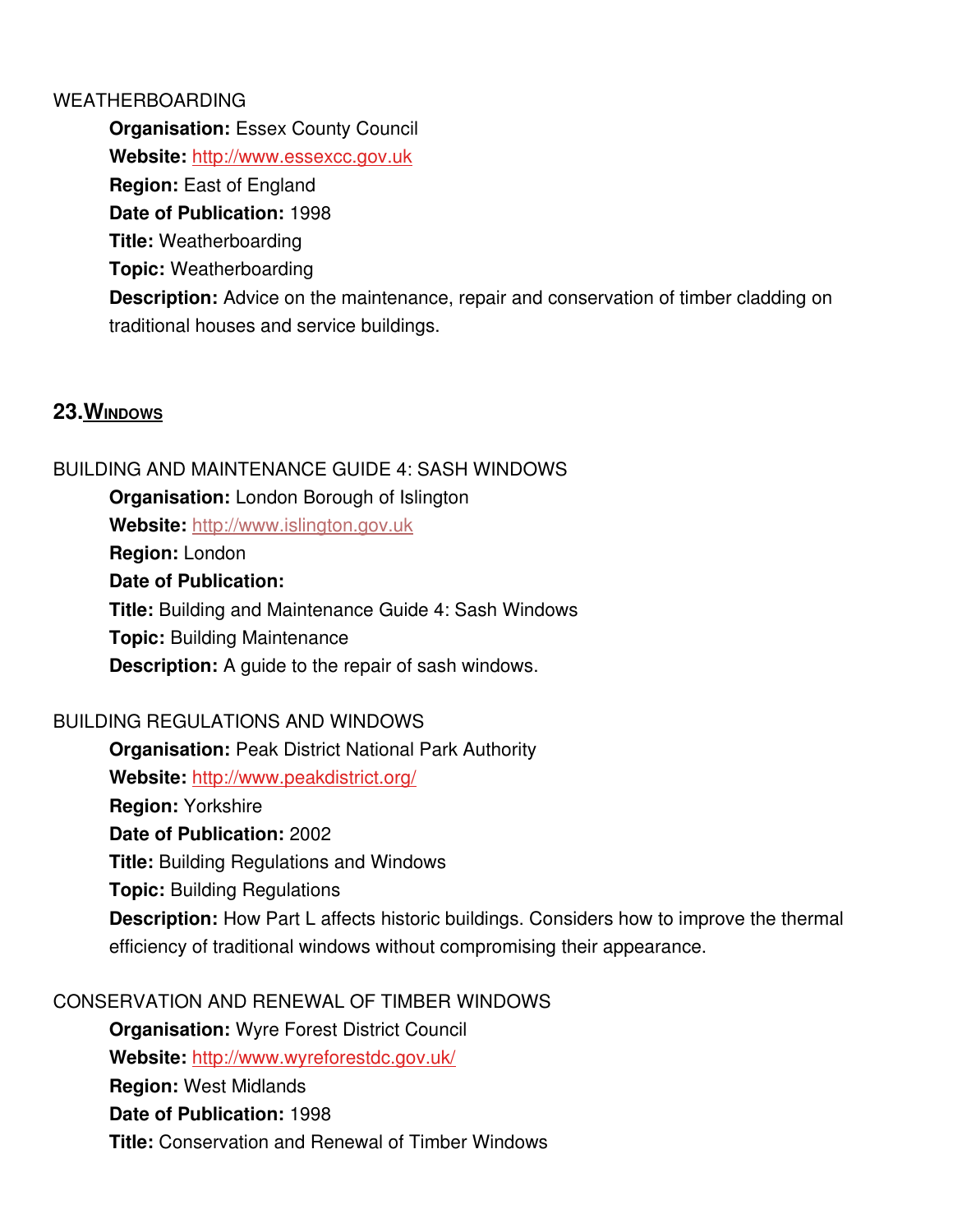WEATHERBOARDING

**Organisation:** Essex County Council
**Website:** http://www.essexcc.gov.uk
**Region:** East of England
**Date of Publication:** 1998
**Title:** Weatherboarding
**Topic:** Weatherboarding
**Description:** Advice on the maintenance, repair and conservation of timber cladding on traditional houses and service buildings.

## 23. Windows

BUILDING AND MAINTENANCE GUIDE 4: SASH WINDOWS

**Organisation:** London Borough of Islington
**Website:** http://www.islington.gov.uk
**Region:** London
**Date of Publication:**
**Title:** Building and Maintenance Guide 4: Sash Windows
**Topic:** Building Maintenance
**Description:** A guide to the repair of sash windows.

BUILDING REGULATIONS AND WINDOWS

**Organisation:** Peak District National Park Authority
**Website:** http://www.peakdistrict.org/
**Region:** Yorkshire
**Date of Publication:** 2002
**Title:** Building Regulations and Windows
**Topic:** Building Regulations
**Description:** How Part L affects historic buildings. Considers how to improve the thermal efficiency of traditional windows without compromising their appearance.

CONSERVATION AND RENEWAL OF TIMBER WINDOWS

**Organisation:** Wyre Forest District Council
**Website:** http://www.wyreforestdc.gov.uk/
**Region:** West Midlands
**Date of Publication:** 1998
**Title:** Conservation and Renewal of Timber Windows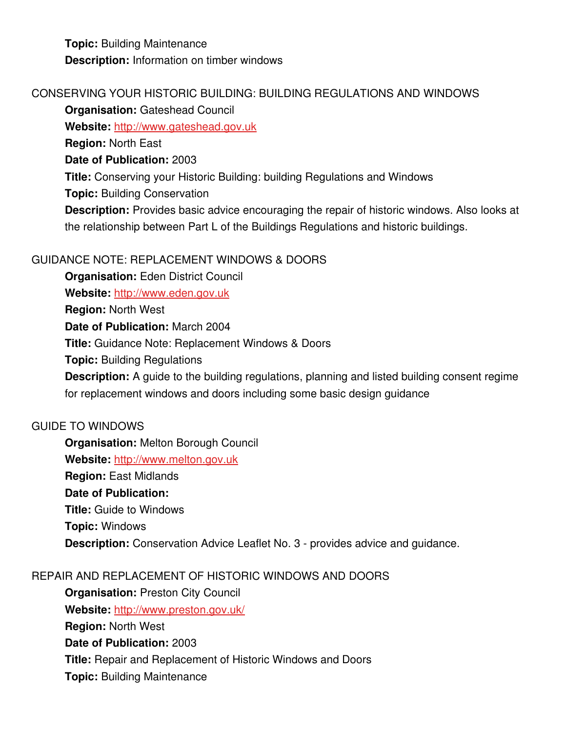**Topic:** Building Maintenance

**Description:** Information on timber windows

CONSERVING YOUR HISTORIC BUILDING: BUILDING REGULATIONS AND WINDOWS

**Organisation:** Gateshead Council
**Website:** http://www.gateshead.gov.uk
**Region:** North East
**Date of Publication:** 2003
**Title:** Conserving your Historic Building: building Regulations and Windows
**Topic:** Building Conservation
**Description:** Provides basic advice encouraging the repair of historic windows. Also looks at the relationship between Part L of the Buildings Regulations and historic buildings.

GUIDANCE NOTE: REPLACEMENT WINDOWS & DOORS

**Organisation:** Eden District Council
**Website:** http://www.eden.gov.uk
**Region:** North West
**Date of Publication:** March 2004
**Title:** Guidance Note: Replacement Windows & Doors
**Topic:** Building Regulations
**Description:** A guide to the building regulations, planning and listed building consent regime for replacement windows and doors including some basic design guidance

GUIDE TO WINDOWS

**Organisation:** Melton Borough Council
**Website:** http://www.melton.gov.uk
**Region:** East Midlands
**Date of Publication:**
**Title:** Guide to Windows
**Topic:** Windows
**Description:** Conservation Advice Leaflet No. 3 - provides advice and guidance.

REPAIR AND REPLACEMENT OF HISTORIC WINDOWS AND DOORS

**Organisation:** Preston City Council
**Website:** http://www.preston.gov.uk/
**Region:** North West
**Date of Publication:** 2003
**Title:** Repair and Replacement of Historic Windows and Doors
**Topic:** Building Maintenance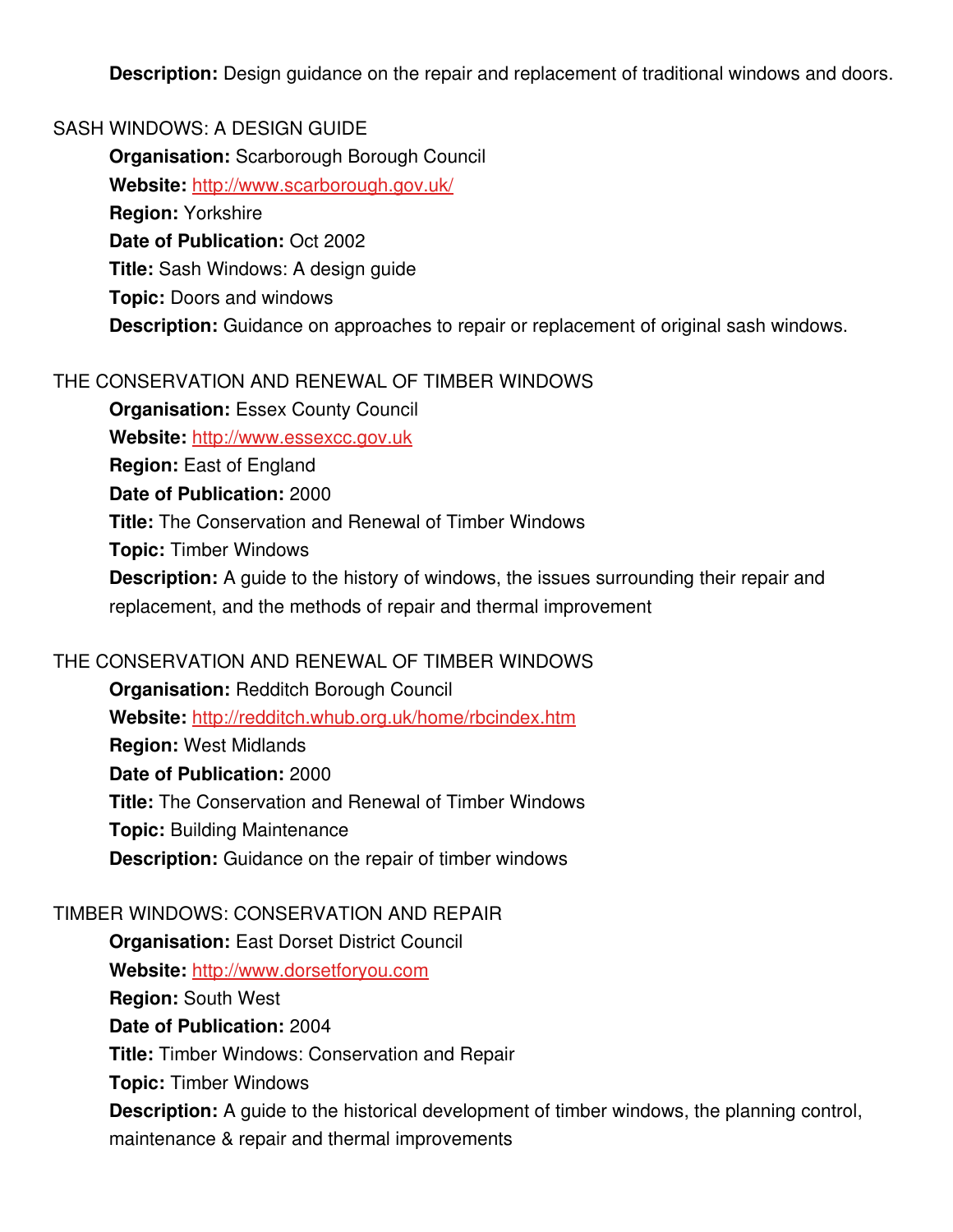**Description:** Design guidance on the repair and replacement of traditional windows and doors.

SASH WINDOWS: A DESIGN GUIDE

**Organisation:** Scarborough Borough Council
**Website:** http://www.scarborough.gov.uk/
**Region:** Yorkshire
**Date of Publication:** Oct 2002
**Title:** Sash Windows: A design guide
**Topic:** Doors and windows
**Description:** Guidance on approaches to repair or replacement of original sash windows.

THE CONSERVATION AND RENEWAL OF TIMBER WINDOWS

**Organisation:** Essex County Council
**Website:** http://www.essexcc.gov.uk
**Region:** East of England
**Date of Publication:** 2000
**Title:** The Conservation and Renewal of Timber Windows
**Topic:** Timber Windows
**Description:** A guide to the history of windows, the issues surrounding their repair and replacement, and the methods of repair and thermal improvement

THE CONSERVATION AND RENEWAL OF TIMBER WINDOWS

**Organisation:** Redditch Borough Council
**Website:** http://redditch.whub.org.uk/home/rbcindex.htm
**Region:** West Midlands
**Date of Publication:** 2000
**Title:** The Conservation and Renewal of Timber Windows
**Topic:** Building Maintenance
**Description:** Guidance on the repair of timber windows

TIMBER WINDOWS: CONSERVATION AND REPAIR

**Organisation:** East Dorset District Council
**Website:** http://www.dorsetforyou.com
**Region:** South West
**Date of Publication:** 2004
**Title:** Timber Windows: Conservation and Repair
**Topic:** Timber Windows
**Description:** A guide to the historical development of timber windows, the planning control, maintenance & repair and thermal improvements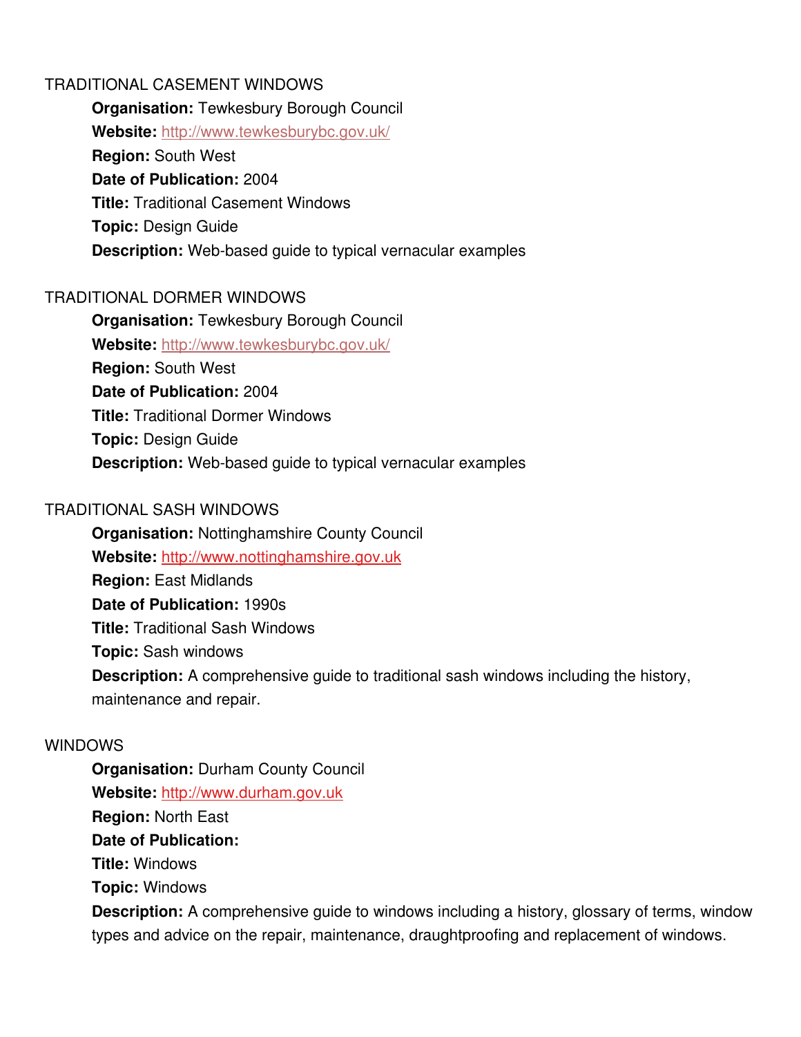TRADITIONAL CASEMENT WINDOWS

**Organisation:** Tewkesbury Borough Council
**Website:** http://www.tewkesburybc.gov.uk/
**Region:** South West
**Date of Publication:** 2004
**Title:** Traditional Casement Windows
**Topic:** Design Guide
**Description:** Web-based guide to typical vernacular examples

TRADITIONAL DORMER WINDOWS

**Organisation:** Tewkesbury Borough Council
**Website:** http://www.tewkesburybc.gov.uk/
**Region:** South West
**Date of Publication:** 2004
**Title:** Traditional Dormer Windows
**Topic:** Design Guide
**Description:** Web-based guide to typical vernacular examples

TRADITIONAL SASH WINDOWS

**Organisation:** Nottinghamshire County Council
**Website:** http://www.nottinghamshire.gov.uk
**Region:** East Midlands
**Date of Publication:** 1990s
**Title:** Traditional Sash Windows
**Topic:** Sash windows
**Description:** A comprehensive guide to traditional sash windows including the history, maintenance and repair.

WINDOWS

**Organisation:** Durham County Council
**Website:** http://www.durham.gov.uk
**Region:** North East
**Date of Publication:**
**Title:** Windows
**Topic:** Windows
**Description:** A comprehensive guide to windows including a history, glossary of terms, window types and advice on the repair, maintenance, draughtproofing and replacement of windows.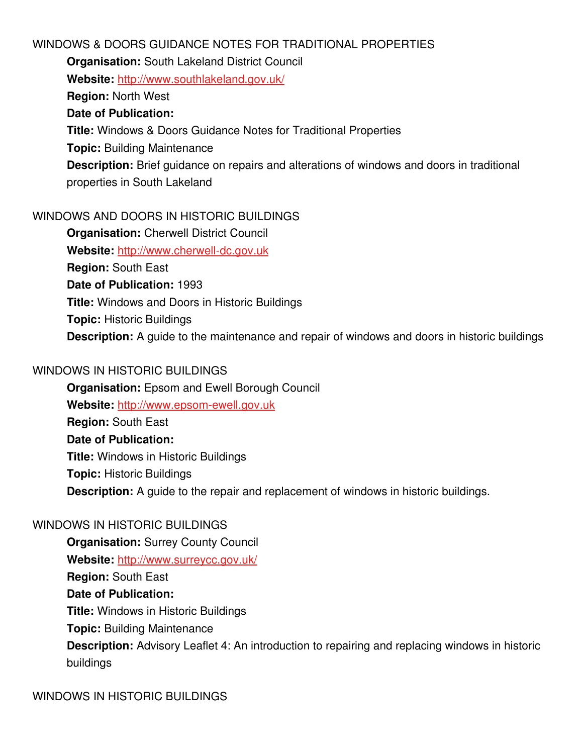WINDOWS & DOORS GUIDANCE NOTES FOR TRADITIONAL PROPERTIES

**Organisation:** South Lakeland District Council
**Website:** http://www.southlakeland.gov.uk/
**Region:** North West
**Date of Publication:**
**Title:** Windows & Doors Guidance Notes for Traditional Properties
**Topic:** Building Maintenance
**Description:** Brief guidance on repairs and alterations of windows and doors in traditional properties in South Lakeland

WINDOWS AND DOORS IN HISTORIC BUILDINGS

**Organisation:** Cherwell District Council
**Website:** http://www.cherwell-dc.gov.uk
**Region:** South East
**Date of Publication:** 1993
**Title:** Windows and Doors in Historic Buildings
**Topic:** Historic Buildings
**Description:** A guide to the maintenance and repair of windows and doors in historic buildings

WINDOWS IN HISTORIC BUILDINGS

**Organisation:** Epsom and Ewell Borough Council
**Website:** http://www.epsom-ewell.gov.uk
**Region:** South East
**Date of Publication:**
**Title:** Windows in Historic Buildings
**Topic:** Historic Buildings
**Description:** A guide to the repair and replacement of windows in historic buildings.

WINDOWS IN HISTORIC BUILDINGS

**Organisation:** Surrey County Council
**Website:** http://www.surreycc.gov.uk/
**Region:** South East
**Date of Publication:**
**Title:** Windows in Historic Buildings
**Topic:** Building Maintenance
**Description:** Advisory Leaflet 4: An introduction to repairing and replacing windows in historic buildings

WINDOWS IN HISTORIC BUILDINGS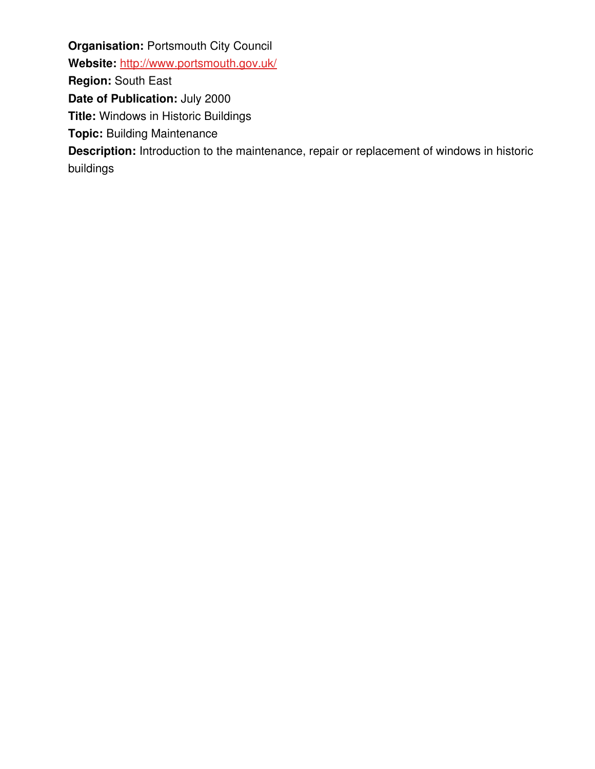**Organisation:** Portsmouth City Council

**Website:** [http://www.portsmouth.gov.uk/](http://www.portsmouth.gov.uk/)

**Region:** South East

**Date of Publication:** July 2000

**Title:** Windows in Historic Buildings

**Topic:** Building Maintenance

**Description:** Introduction to the maintenance, repair or replacement of windows in historic buildings